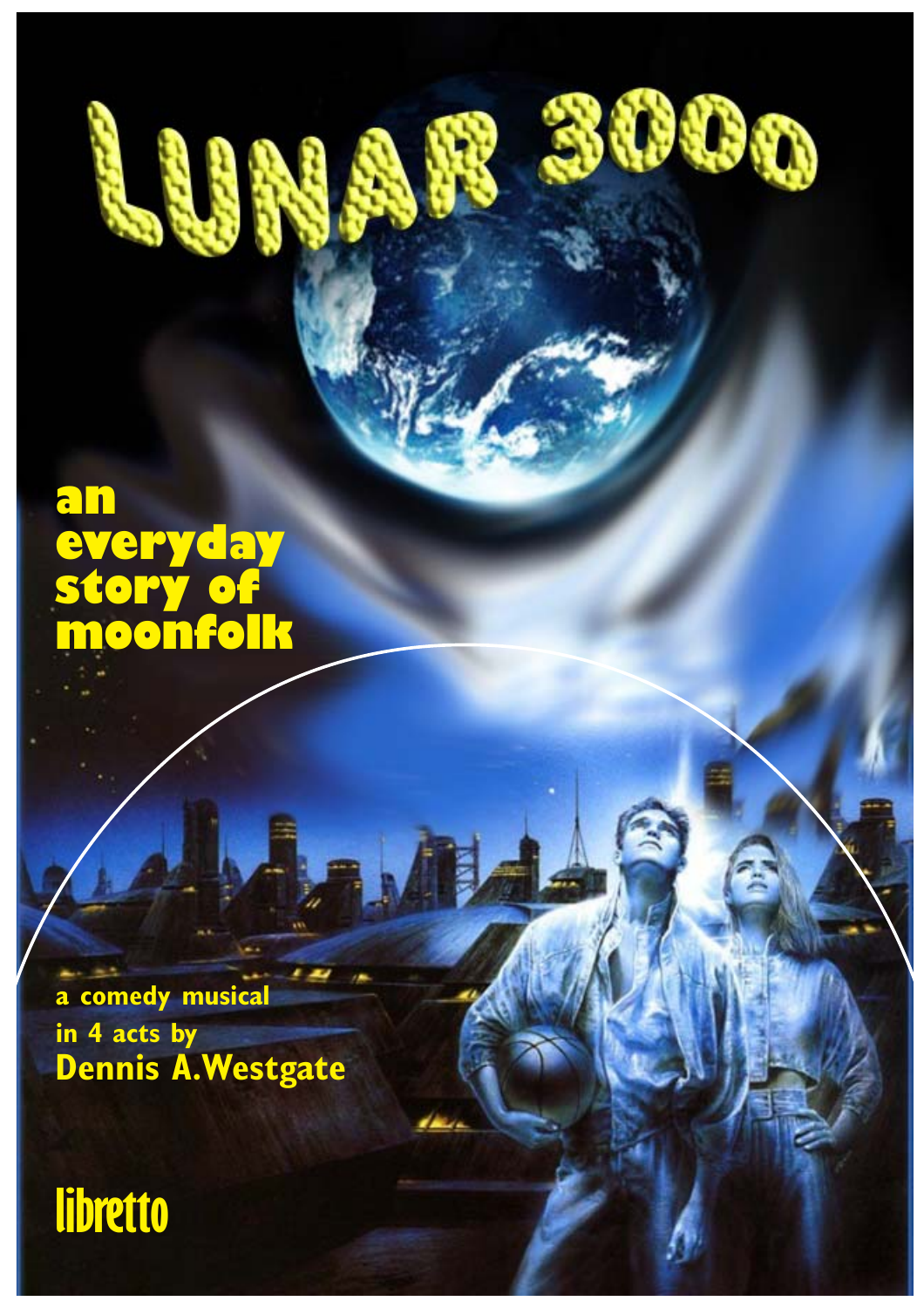# LUNAR 3000

## an everyday story of moonfolk

a comedy musical in 4 acts by
**Dennis A.Westgate**

**libretto**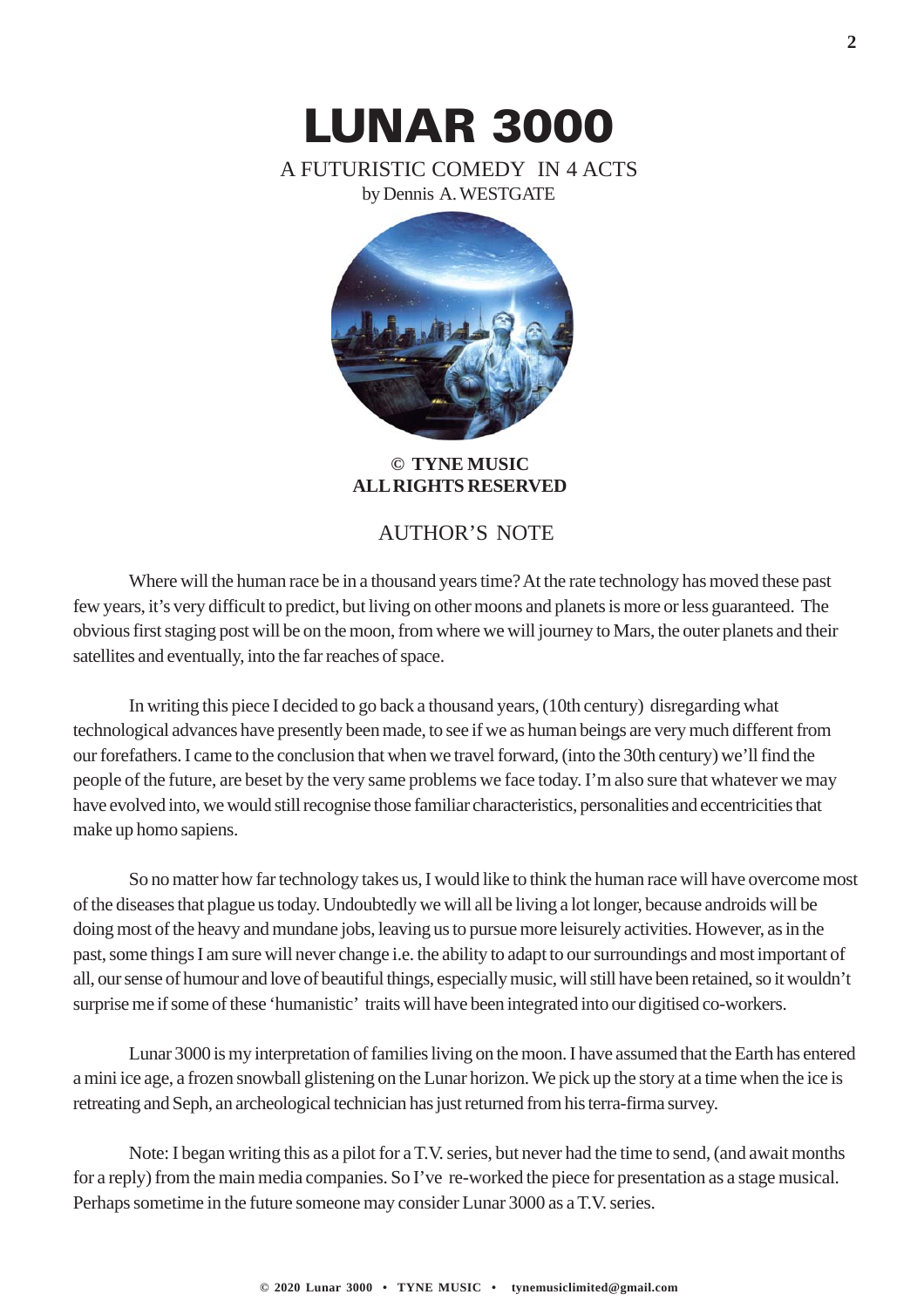# LUNAR 3000

A FUTURISTIC COMEDY IN 4 ACTS

by Dennis A. WESTGATE

**© TYNE MUSIC**
**ALL RIGHTS RESERVED**

## AUTHOR'S NOTE

Where will the human race be in a thousand years time? At the rate technology has moved these past few years, it's very difficult to predict, but living on other moons and planets is more or less guaranteed. The obvious first staging post will be on the moon, from where we will journey to Mars, the outer planets and their satellites and eventually, into the far reaches of space.

In writing this piece I decided to go back a thousand years, (10th century) disregarding what technological advances have presently been made, to see if we as human beings are very much different from our forefathers. I came to the conclusion that when we travel forward, (into the 30th century) we'll find the people of the future, are beset by the very same problems we face today. I'm also sure that whatever we may have evolved into, we would still recognise those familiar characteristics, personalities and eccentricities that make up homo sapiens.

So no matter how far technology takes us, I would like to think the human race will have overcome most of the diseases that plague us today. Undoubtedly we will all be living a lot longer, because androids will be doing most of the heavy and mundane jobs, leaving us to pursue more leisurely activities. However, as in the past, some things I am sure will never change i.e. the ability to adapt to our surroundings and most important of all, our sense of humour and love of beautiful things, especially music, will still have been retained, so it wouldn't surprise me if some of these 'humanistic' traits will have been integrated into our digitised co-workers.

Lunar 3000 is my interpretation of families living on the moon. I have assumed that the Earth has entered a mini ice age, a frozen snowball glistening on the Lunar horizon. We pick up the story at a time when the ice is retreating and Seph, an archeological technician has just returned from his terra-firma survey.

Note: I began writing this as a pilot for a T.V. series, but never had the time to send, (and await months for a reply) from the main media companies. So I've re-worked the piece for presentation as a stage musical. Perhaps sometime in the future someone may consider Lunar 3000 as a T.V. series.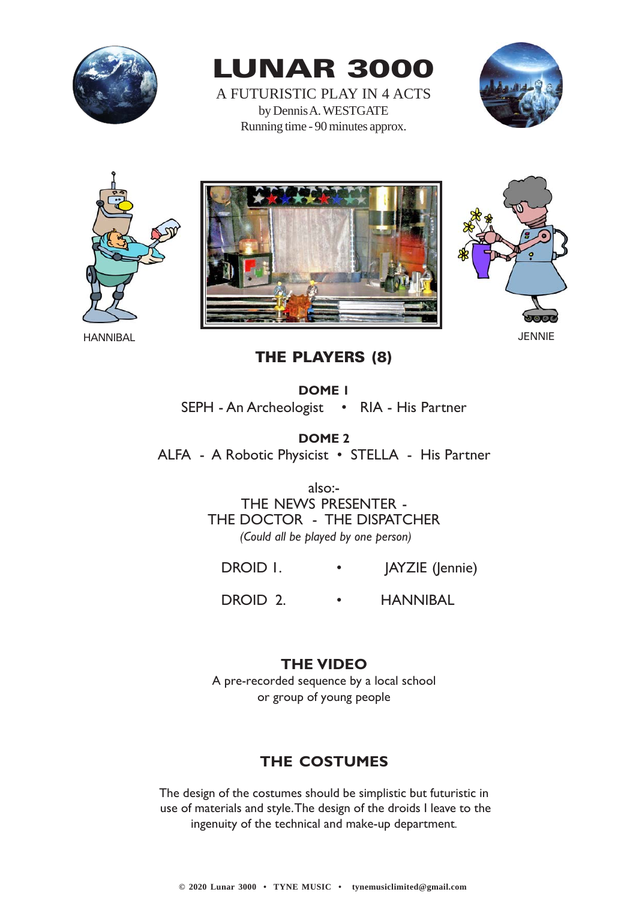# LUNAR 3000

A FUTURISTIC PLAY IN 4 ACTS

by Dennis A. WESTGATE

Running time - 90 minutes approx.

HANNIBAL

JENNIE

## THE PLAYERS (8)

**DOME 1**

SEPH - An Archeologist • RIA - His Partner

**DOME 2**

ALFA - A Robotic Physicist • STELLA - His Partner

also:-

THE NEWS PRESENTER -

THE DOCTOR - THE DISPATCHER

*(Could all be played by one person)*

DROID 1. • JAYZIE (Jennie)

DROID 2. • HANNIBAL

## THE VIDEO

A pre-recorded sequence by a local school or group of young people

## THE COSTUMES

The design of the costumes should be simplistic but futuristic in use of materials and style. The design of the droids I leave to the ingenuity of the technical and make-up department.

**© 2020 Lunar 3000 • TYNE MUSIC • tynemusiclimited@gmail.com**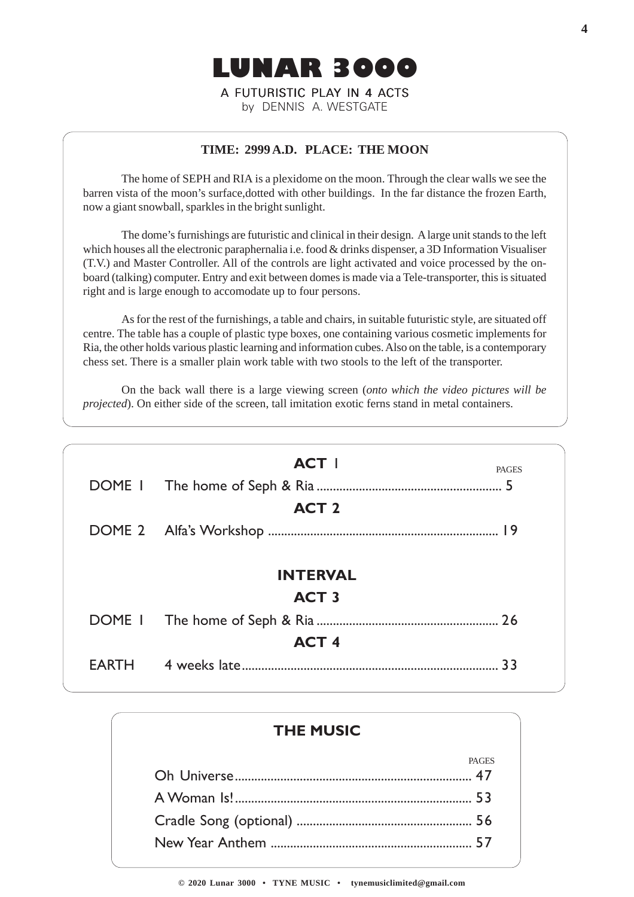# LUNAR 3000

A FUTURISTIC PLAY IN 4 ACTS

by DENNIS A. WESTGATE

**TIME: 2999 A.D. PLACE: THE MOON**

The home of SEPH and RIA is a plexidome on the moon. Through the clear walls we see the barren vista of the moon's surface,dotted with other buildings. In the far distance the frozen Earth, now a giant snowball, sparkles in the bright sunlight.

The dome's furnishings are futuristic and clinical in their design. A large unit stands to the left which houses all the electronic paraphernalia i.e. food & drinks dispenser, a 3D Information Visualiser (T.V.) and Master Controller. All of the controls are light activated and voice processed by the on-board (talking) computer. Entry and exit between domes is made via a Tele-transporter, this is situated right and is large enough to accomodate up to four persons.

As for the rest of the furnishings, a table and chairs, in suitable futuristic style, are situated off centre. The table has a couple of plastic type boxes, one containing various cosmetic implements for Ria, the other holds various plastic learning and information cubes. Also on the table, is a contemporary chess set. There is a smaller plain work table with two stools to the left of the transporter.

On the back wall there is a large viewing screen (*onto which the video pictures will be projected*). On either side of the screen, tall imitation exotic ferns stand in metal containers.

**ACT 1** PAGES

DOME 1 The home of Seph & Ria ........ 5

**ACT 2**

DOME 2 Alfa's Workshop ........ 19

**INTERVAL**

**ACT 3**

DOME 1 The home of Seph & Ria ........ 26

**ACT 4**

EARTH 4 weeks late........ 33

## THE MUSIC

PAGES

Oh Universe........ 47

A Woman Is!........ 53

Cradle Song (optional) ........ 56

New Year Anthem ........ 57

© 2020 Lunar 3000 • TYNE MUSIC • tynemusiclimited@gmail.com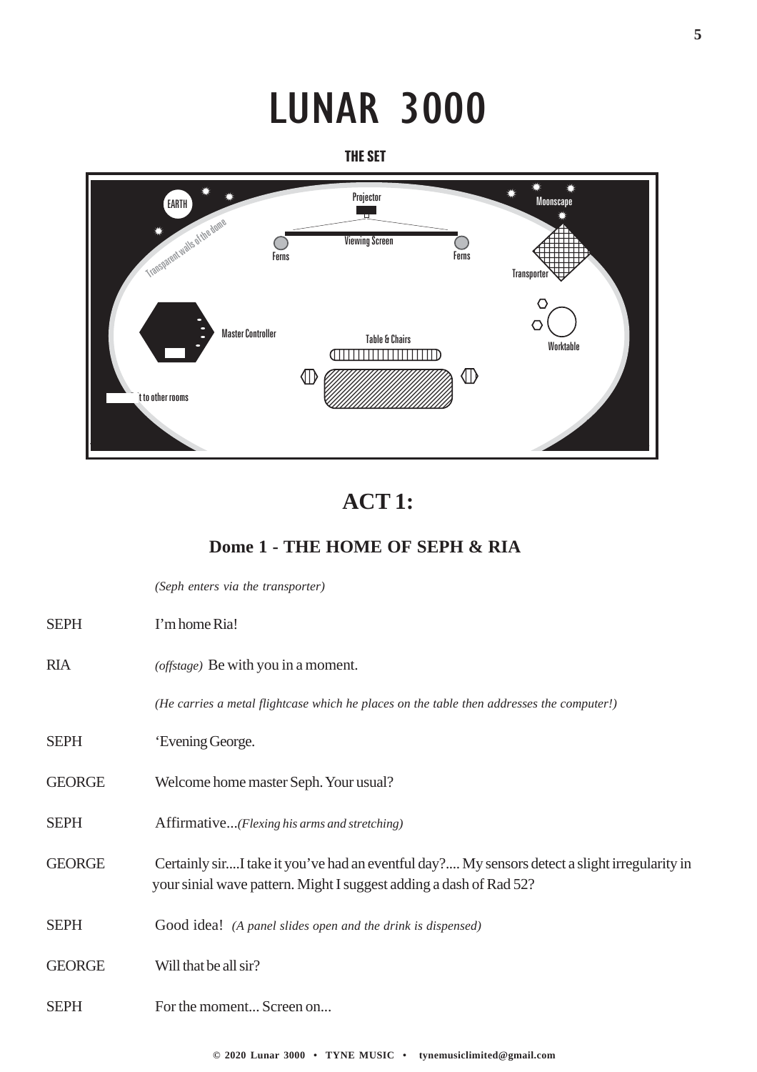# LUNAR 3000

## THE SET

EARTH

Transparent walls of the dome

Projector

Viewing Screen

Ferns

Ferns

Moonscape

Transporter

Master Controller

Table & Chairs

Worktable

Exit to other rooms

## ACT 1:

### Dome 1 - THE HOME OF SEPH & RIA

*(Seph enters via the transporter)*

SEPH I'm home Ria!

RIA *(offstage)* Be with you in a moment.

*(He carries a metal flightcase which he places on the table then addresses the computer!)*

SEPH 'Evening George.

GEORGE Welcome home master Seph. Your usual?

SEPH Affirmative...*(Flexing his arms and stretching)*

GEORGE Certainly sir....I take it you've had an eventful day?.... My sensors detect a slight irregularity in your sinial wave pattern. Might I suggest adding a dash of Rad 52?

SEPH Good idea! *(A panel slides open and the drink is dispensed)*

GEORGE Will that be all sir?

SEPH For the moment... Screen on...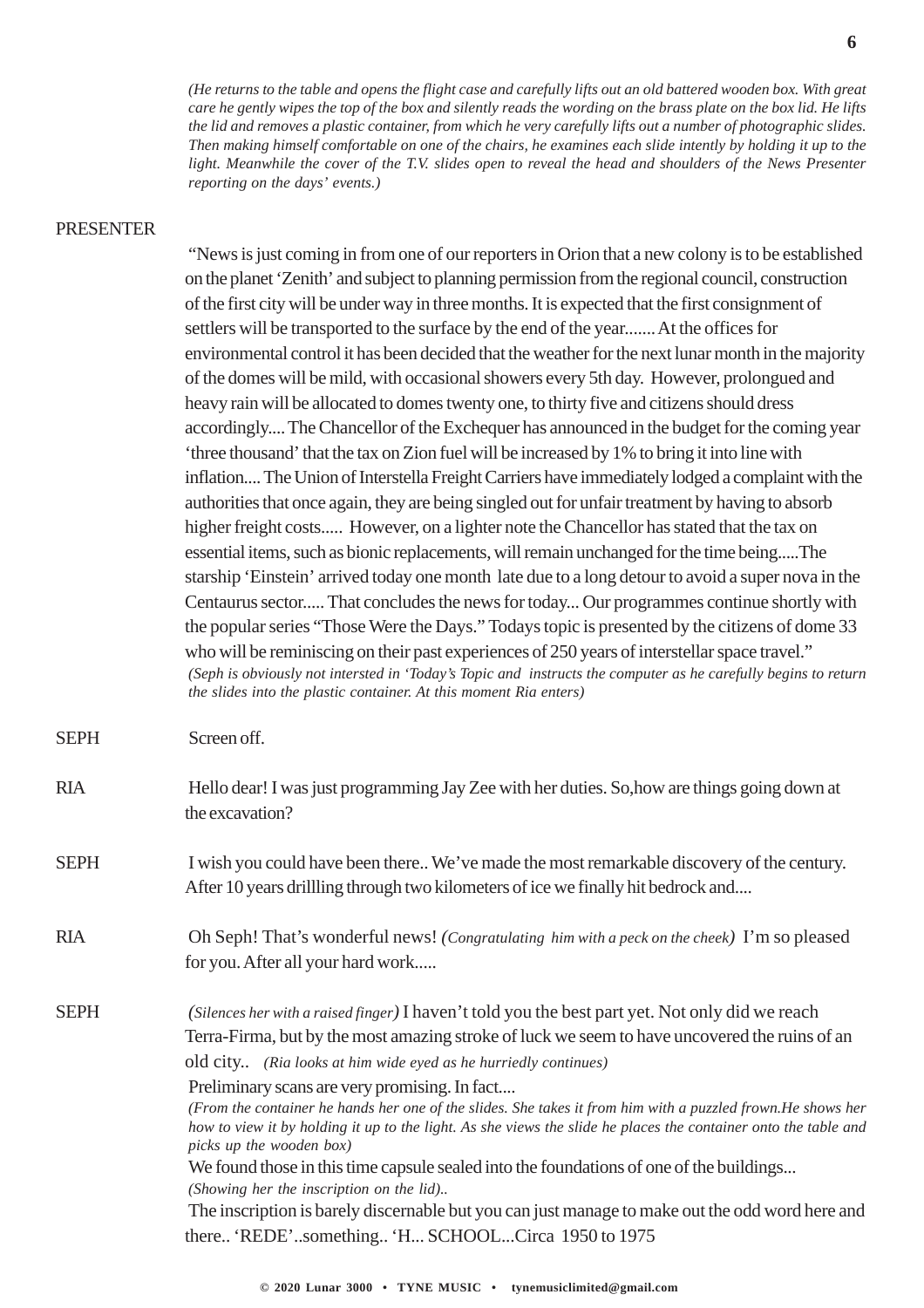*(He returns to the table and opens the flight case and carefully lifts out an old battered wooden box. With great care he gently wipes the top of the box and silently reads the wording on the brass plate on the box lid. He lifts the lid and removes a plastic container, from which he very carefully lifts out a number of photographic slides. Then making himself comfortable on one of the chairs, he examines each slide intently by holding it up to the light. Meanwhile the cover of the T.V. slides open to reveal the head and shoulders of the News Presenter reporting on the days' events.)*

PRESENTER

"News is just coming in from one of our reporters in Orion that a new colony is to be established on the planet 'Zenith' and subject to planning permission from the regional council, construction of the first city will be under way in three months. It is expected that the first consignment of settlers will be transported to the surface by the end of the year....... At the offices for environmental control it has been decided that the weather for the next lunar month in the majority of the domes will be mild, with occasional showers every 5th day. However, prolongued and heavy rain will be allocated to domes twenty one, to thirty five and citizens should dress accordingly.... The Chancellor of the Exchequer has announced in the budget for the coming year 'three thousand' that the tax on Zion fuel will be increased by 1% to bring it into line with inflation.... The Union of Interstella Freight Carriers have immediately lodged a complaint with the authorities that once again, they are being singled out for unfair treatment by having to absorb higher freight costs..... However, on a lighter note the Chancellor has stated that the tax on essential items, such as bionic replacements, will remain unchanged for the time being.....The starship 'Einstein' arrived today one month late due to a long detour to avoid a super nova in the Centaurus sector..... That concludes the news for today... Our programmes continue shortly with the popular series "Those Were the Days." Todays topic is presented by the citizens of dome 33 who will be reminiscing on their past experiences of 250 years of interstellar space travel."

*(Seph is obviously not intersted in 'Today's Topic and instructs the computer as he carefully begins to return the slides into the plastic container. At this moment Ria enters)*

SEPH — Screen off.

RIA — Hello dear! I was just programming Jay Zee with her duties. So,how are things going down at the excavation?

SEPH — I wish you could have been there.. We've made the most remarkable discovery of the century. After 10 years drillling through two kilometers of ice we finally hit bedrock and....

RIA — Oh Seph! That's wonderful news! *(Congratulating him with a peck on the cheek)* I'm so pleased for you. After all your hard work.....

SEPH — *(Silences her with a raised finger)* I haven't told you the best part yet. Not only did we reach Terra-Firma, but by the most amazing stroke of luck we seem to have uncovered the ruins of an old city.. *(Ria looks at him wide eyed as he hurriedly continues)*

Preliminary scans are very promising. In fact....

*(From the container he hands her one of the slides. She takes it from him with a puzzled frown.He shows her how to view it by holding it up to the light. As she views the slide he places the container onto the table and picks up the wooden box)*

We found those in this time capsule sealed into the foundations of one of the buildings...

*(Showing her the inscription on the lid)..*

The inscription is barely discernable but you can just manage to make out the odd word here and there.. 'REDE'..something.. 'H... SCHOOL...Circa 1950 to 1975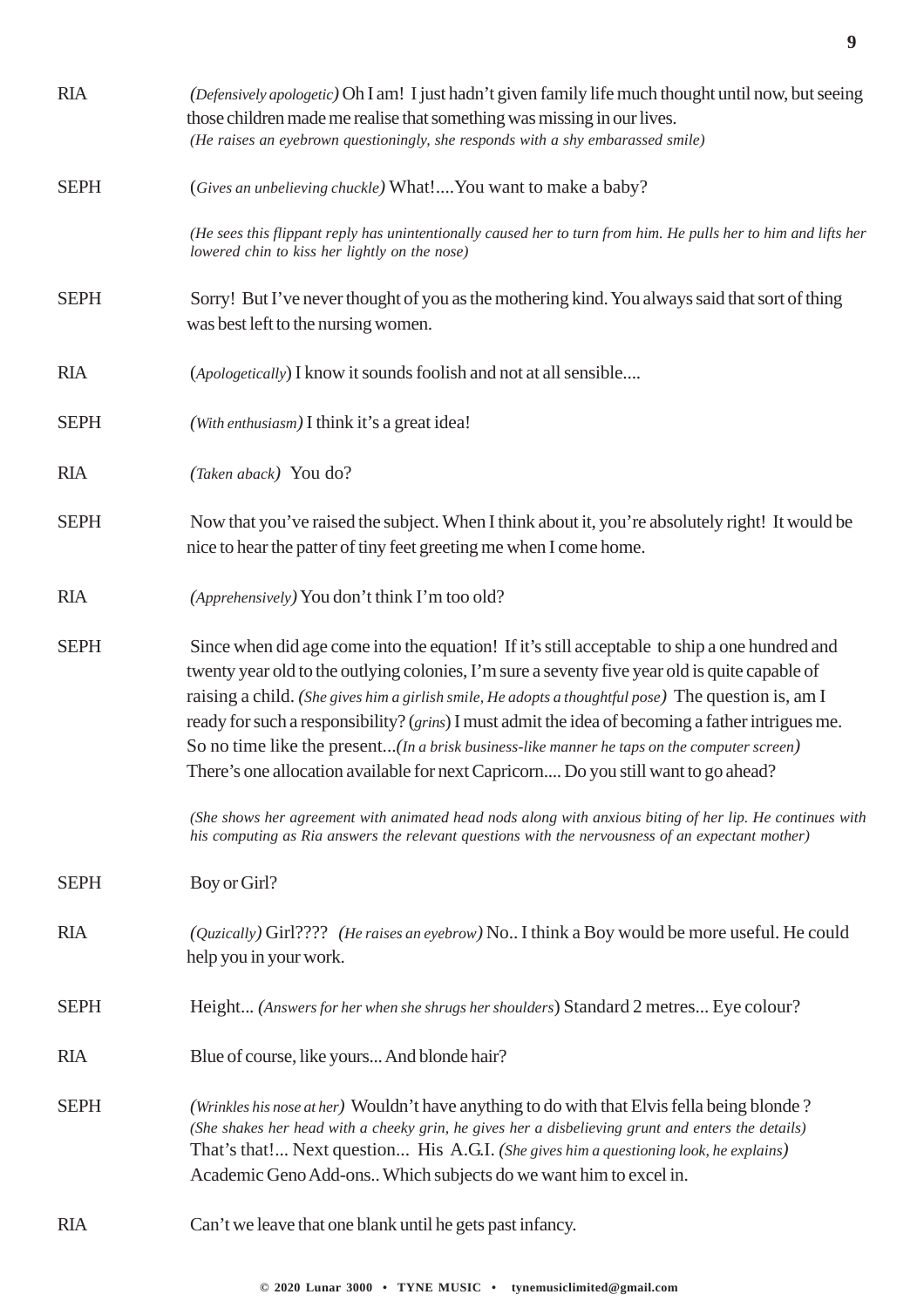**RIA** *(Defensively apologetic)* Oh I am! I just hadn't given family life much thought until now, but seeing those children made me realise that something was missing in our lives.
*(He raises an eyebrow questioningly, she responds with a shy embarassed smile)*

**SEPH** (*Gives an unbelieving chuckle)* What!....You want to make a baby?

*(He sees this flippant reply has unintentionally caused her to turn from him. He pulls her to him and lifts her lowered chin to kiss her lightly on the nose)*

**SEPH** Sorry! But I've never thought of you as the mothering kind. You always said that sort of thing was best left to the nursing women.

**RIA** (*Apologetically*) I know it sounds foolish and not at all sensible....

**SEPH** *(With enthusiasm)* I think it's a great idea!

**RIA** *(Taken aback)* You do?

**SEPH** Now that you've raised the subject. When I think about it, you're absolutely right! It would be nice to hear the patter of tiny feet greeting me when I come home.

**RIA** *(Apprehensively)* You don't think I'm too old?

**SEPH** Since when did age come into the equation! If it's still acceptable to ship a one hundred and twenty year old to the outlying colonies, I'm sure a seventy five year old is quite capable of raising a child. *(She gives him a girlish smile, He adopts a thoughtful pose)* The question is, am I ready for such a responsibility? (*grins*) I must admit the idea of becoming a father intrigues me. So no time like the present...*(In a brisk business-like manner he taps on the computer screen)* There's one allocation available for next Capricorn.... Do you still want to go ahead?

*(She shows her agreement with animated head nods along with anxious biting of her lip. He continues with his computing as Ria answers the relevant questions with the nervousness of an expectant mother)*

**SEPH** Boy or Girl?

**RIA** *(Quzically)* Girl???? *(He raises an eyebrow)* No.. I think a Boy would be more useful. He could help you in your work.

**SEPH** Height... *(Answers for her when she shrugs her shoulders*) Standard 2 metres... Eye colour?

**RIA** Blue of course, like yours... And blonde hair?

**SEPH** *(Wrinkles his nose at her)* Wouldn't have anything to do with that Elvis fella being blonde ?
*(She shakes her head with a cheeky grin, he gives her a disbelieving grunt and enters the details)*
That's that!... Next question... His A.G.I. *(She gives him a questioning look, he explains)* Academic Geno Add-ons.. Which subjects do we want him to excel in.

**RIA** Can't we leave that one blank until he gets past infancy.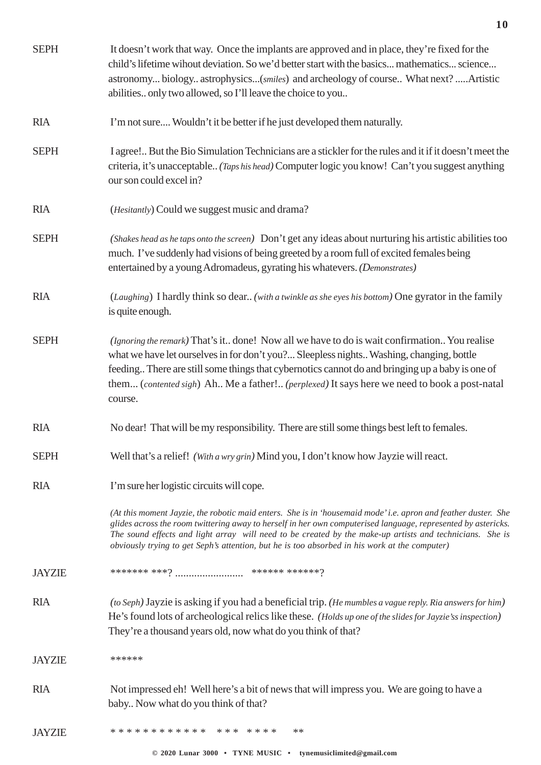SEPH It doesn't work that way. Once the implants are approved and in place, they're fixed for the child's lifetime wihout deviation. So we'd better start with the basics... mathematics... science... astronomy... biology.. astrophysics...(*smiles*) and archeology of course.. What next? .....Artistic abilities.. only two allowed, so I'll leave the choice to you..

RIA I'm not sure.... Wouldn't it be better if he just developed them naturally.

SEPH I agree!.. But the Bio Simulation Technicians are a stickler for the rules and it if it doesn't meet the criteria, it's unacceptable.. *(Taps his head)* Computer logic you know! Can't you suggest anything our son could excel in?

RIA (*Hesitantly*) Could we suggest music and drama?

SEPH *(Shakes head as he taps onto the screen)* Don't get any ideas about nurturing his artistic abilities too much. I've suddenly had visions of being greeted by a room full of excited females being entertained by a young Adromadeus, gyrating his whatevers. *(Demonstrates)*

RIA (*Laughing*) I hardly think so dear.. *(with a twinkle as she eyes his bottom)* One gyrator in the family is quite enough.

SEPH *(Ignoring the remark)* That's it.. done! Now all we have to do is wait confirmation.. You realise what we have let ourselves in for don't you?... Sleepless nights.. Washing, changing, bottle feeding.. There are still some things that cybernotics cannot do and bringing up a baby is one of them... (*contented sigh*) Ah.. Me a father!.. *(perplexed)* It says here we need to book a post-natal course.

RIA No dear! That will be my responsibility. There are still some things best left to females.

SEPH Well that's a relief! *(With a wry grin)* Mind you, I don't know how Jayzie will react.

RIA I'm sure her logistic circuits will cope.

*(At this moment Jayzie, the robotic maid enters. She is in 'housemaid mode' i.e. apron and feather duster. She glides across the room twittering away to herself in her own computerised language, represented by astericks. The sound effects and light array will need to be created by the make-up artists and technicians. She is obviously trying to get Seph's attention, but he is too absorbed in his work at the computer)*

JAYZIE ******* ***? ........................ ****** ******?

RIA *(to Seph)* Jayzie is asking if you had a beneficial trip. *(He mumbles a vague reply. Ria answers for him)* He's found lots of archeological relics like these. *(Holds up one of the slides for Jayzie'ss inspection)* They're a thousand years old, now what do you think of that?

JAYZIE ******

RIA Not impressed eh! Well here's a bit of news that will impress you. We are going to have a baby.. Now what do you think of that?

JAYZIE * * * * * * * * * * * * * * * * * * * * * **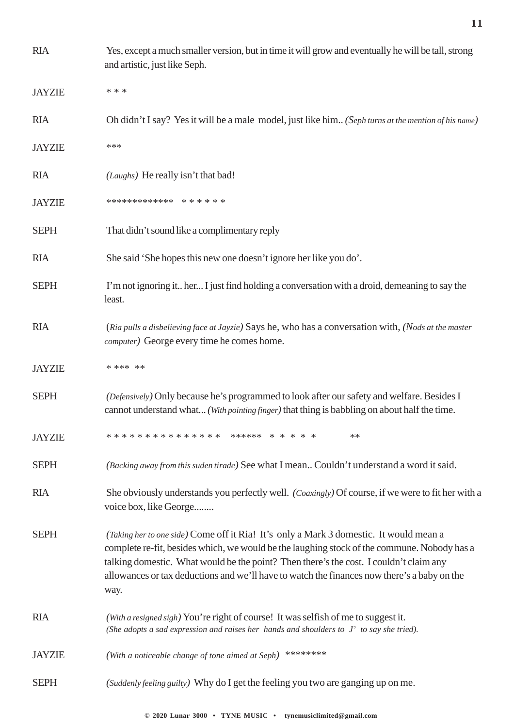RIA Yes, except a much smaller version, but in time it will grow and eventually he will be tall, strong and artistic, just like Seph.

JAYZIE * * *

RIA Oh didn't I say? Yes it will be a male model, just like him.. *(Seph turns at the mention of his name)*

JAYZIE ***

RIA *(Laughs)* He really isn't that bad!

JAYZIE ************* * * * * * *

SEPH That didn't sound like a complimentary reply

RIA She said 'She hopes this new one doesn't ignore her like you do'.

SEPH I'm not ignoring it.. her... I just find holding a conversation with a droid, demeaning to say the least.

RIA (*Ria pulls a disbelieving face at Jayzie)* Says he, who has a conversation with, *(Nods at the master computer)* George every time he comes home.

JAYZIE * *** **

SEPH *(Defensively)* Only because he's programmed to look after our safety and welfare. Besides I cannot understand what... *(With pointing finger)* that thing is babbling on about half the time.

JAYZIE * * * * * * * * * * * * * * * ****** * * * * * **

SEPH *(Backing away from this suden tirade)* See what I mean.. Couldn't understand a word it said.

RIA She obviously understands you perfectly well. *(Coaxingly)* Of course, if we were to fit her with a voice box, like George........

SEPH *(Taking her to one side)* Come off it Ria! It's only a Mark 3 domestic. It would mean a complete re-fit, besides which, we would be the laughing stock of the commune. Nobody has a talking domestic. What would be the point? Then there's the cost. I couldn't claim any allowances or tax deductions and we'll have to watch the finances now there's a baby on the way.

RIA *(With a resigned sigh)* You're right of course! It was selfish of me to suggest it. *(She adopts a sad expression and raises her hands and shoulders to J' to say she tried).*

JAYZIE *(With a noticeable change of tone aimed at Seph)* ********

SEPH *(Suddenly feeling guilty)* Why do I get the feeling you two are ganging up on me.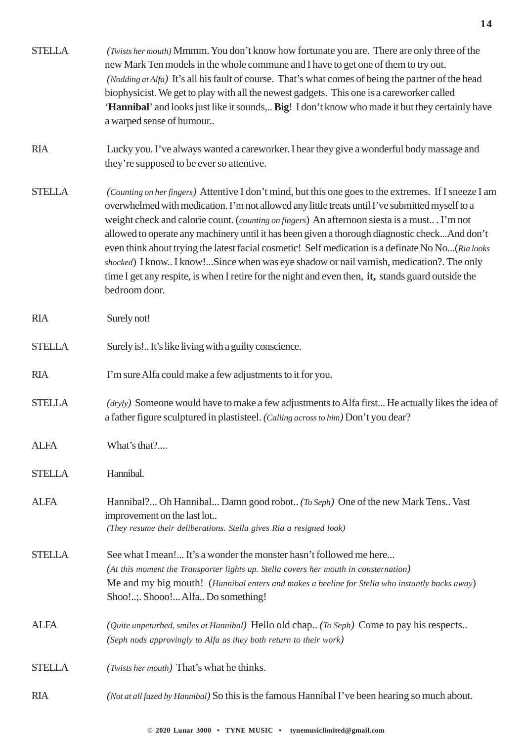STELLA *(Twists her mouth)* Mmmm. You don't know how fortunate you are. There are only three of the new Mark Ten models in the whole commune and I have to get one of them to try out. *(Nodding at Alfa)* It's all his fault of course. That's what comes of being the partner of the head biophysicist. We get to play with all the newest gadgets. This one is a careworker called '**Hannibal**' and looks just like it sounds,.. **Big**! I don't know who made it but they certainly have a warped sense of humour..

RIA Lucky you. I've always wanted a careworker. I hear they give a wonderful body massage and they're supposed to be ever so attentive.

STELLA *(Counting on her fingers)* Attentive I don't mind, but this one goes to the extremes. If I sneeze I am overwhelmed with medication. I'm not allowed any little treats until I've submitted myself to a weight check and calorie count. (*counting on fingers*) An afternoon siesta is a must.. . I'm not allowed to operate any machinery until it has been given a thorough diagnostic check...And don't even think about trying the latest facial cosmetic! Self medication is a definate No No...(*Ria looks shocked*) I know.. I know!...Since when was eye shadow or nail varnish, medication?. The only time I get any respite, is when I retire for the night and even then, **it,** stands guard outside the bedroom door.

RIA Surely not!

STELLA Surely is!.. It's like living with a guilty conscience.

RIA I'm sure Alfa could make a few adjustments to it for you.

STELLA *(dryly)* Someone would have to make a few adjustments to Alfa first... He actually likes the idea of a father figure sculptured in plastisteel. *(Calling across to him)* Don't you dear?

ALFA What's that?....

STELLA Hannibal.

ALFA Hannibal?... Oh Hannibal... Damn good robot.. *(To Seph)* One of the new Mark Tens.. Vast improvement on the last lot..
*(They resume their deliberations. Stella gives Ria a resigned look)*

STELLA See what I mean!... It's a wonder the monster hasn't followed me here...
*(At this moment the Transporter lights up. Stella covers her mouth in consternation)*
Me and my big mouth! (*Hannibal enters and makes a beeline for Stella who instantly backs away*)
Shoo!..;. Shooo!... Alfa.. Do something!

ALFA *(Quite unpeturbed, smiles at Hannibal)* Hello old chap.. *(To Seph)* Come to pay his respects..
*(Seph nods approvingly to Alfa as they both return to their work)*

STELLA *(Twists her mouth)* That's what he thinks.

RIA *(Not at all fazed by Hannibal)* So this is the famous Hannibal I've been hearing so much about.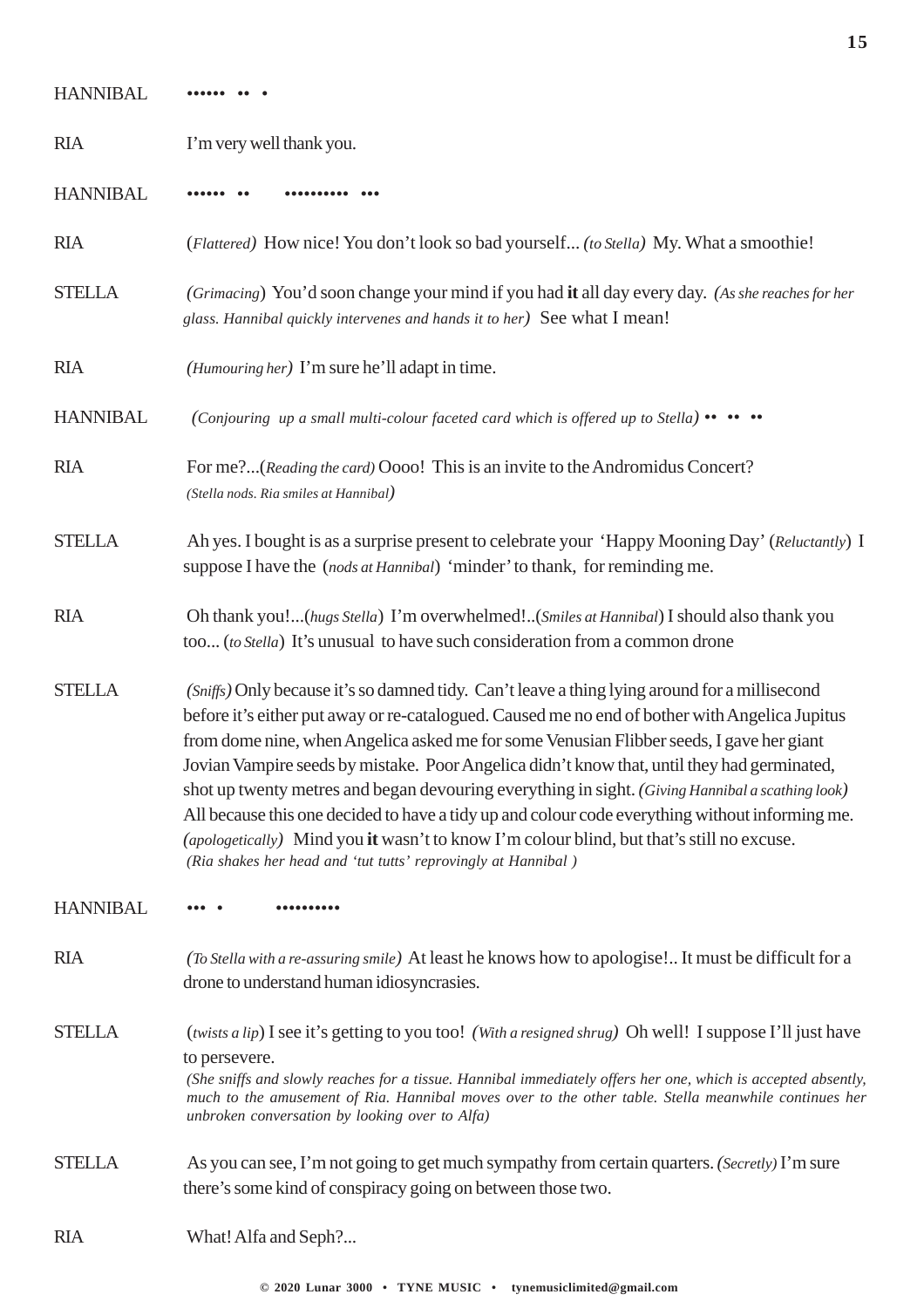**HANNIBAL** •••••• •• •

**RIA** I'm very well thank you.

**HANNIBAL** •••••• •• ••••••••• •••

**RIA** (*Flattered*) How nice! You don't look so bad yourself... (*to Stella*) My. What a smoothie!

**STELLA** (*Grimacing*) You'd soon change your mind if you had **it** all day every day. (*As she reaches for her glass. Hannibal quickly intervenes and hands it to her*) See what I mean!

**RIA** (*Humouring her*) I'm sure he'll adapt in time.

**HANNIBAL** (*Conjouring up a small multi-colour faceted card which is offered up to Stella*) •• •• ••

**RIA** For me?...(*Reading the card*) Oooo! This is an invite to the Andromidus Concert?
(*Stella nods. Ria smiles at Hannibal*)

**STELLA** Ah yes. I bought is as a surprise present to celebrate your 'Happy Mooning Day' (*Reluctantly*) I suppose I have the (*nods at Hannibal*) 'minder' to thank, for reminding me.

**RIA** Oh thank you!...(*hugs Stella*) I'm overwhelmed!..(*Smiles at Hannibal*) I should also thank you too... (*to Stella*) It's unusual to have such consideration from a common drone

**STELLA** (*Sniffs*) Only because it's so damned tidy. Can't leave a thing lying around for a millisecond before it's either put away or re-catalogued. Caused me no end of bother with Angelica Jupitus from dome nine, when Angelica asked me for some Venusian Flibber seeds, I gave her giant Jovian Vampire seeds by mistake. Poor Angelica didn't know that, until they had germinated, shot up twenty metres and began devouring everything in sight. (*Giving Hannibal a scathing look*) All because this one decided to have a tidy up and colour code everything without informing me. (*apologetically*) Mind you **it** wasn't to know I'm colour blind, but that's still no excuse.
(*Ria shakes her head and 'tut tutts' reprovingly at Hannibal* )

**HANNIBAL** ••• • ••••••••••

**RIA** (*To Stella with a re-assuring smile*) At least he knows how to apologise!.. It must be difficult for a drone to understand human idiosyncrasies.

**STELLA** (*twists a lip*) I see it's getting to you too! (*With a resigned shrug*) Oh well! I suppose I'll just have to persevere.
(*She sniffs and slowly reaches for a tissue. Hannibal immediately offers her one, which is accepted absently, much to the amusement of Ria. Hannibal moves over to the other table. Stella meanwhile continues her unbroken conversation by looking over to Alfa*)

**STELLA** As you can see, I'm not going to get much sympathy from certain quarters. (*Secretly*) I'm sure there's some kind of conspiracy going on between those two.

**RIA** What! Alfa and Seph?...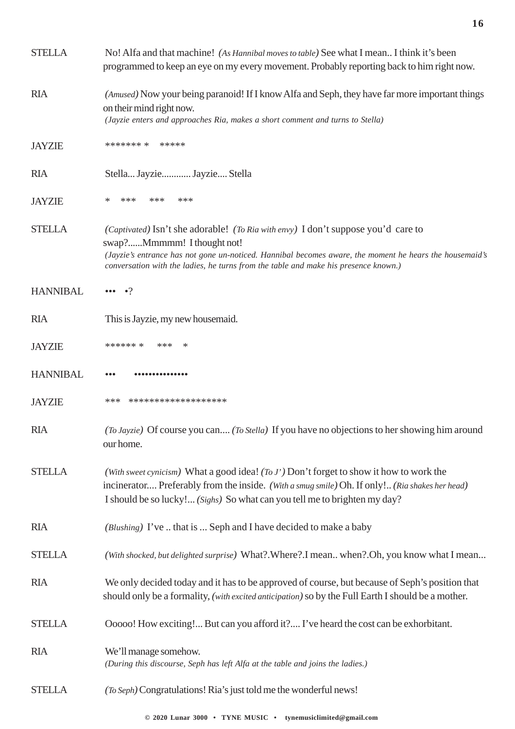STELLA No! Alfa and that machine! *(As Hannibal moves to table)* See what I mean.. I think it's been programmed to keep an eye on my every movement. Probably reporting back to him right now.

RIA *(Amused)* Now your being paranoid! If I know Alfa and Seph, they have far more important things on their mind right now.
*(Jayzie enters and approaches Ria, makes a short comment and turns to Stella)*

JAYZIE ******* *     *****

RIA Stella... Jayzie............ Jayzie.... Stella

JAYZIE *    ***    ***    ***

STELLA *(Captivated)* Isn't she adorable! *(To Ria with envy)* I don't suppose you'd care to swap?......Mmmmm! I thought not!
*(Jayzie's entrance has not gone un-noticed. Hannibal becomes aware, the moment he hears the housemaid's conversation with the ladies, he turns from the table and make his presence known.)*

HANNIBAL •••  •?

RIA This is Jayzie, my new housemaid.

JAYZIE ****** *    ***    *

HANNIBAL •••    ••••••••••••••

JAYZIE ***    ******************

RIA *(To Jayzie)* Of course you can.... *(To Stella)* If you have no objections to her showing him around our home.

STELLA *(With sweet cynicism)* What a good idea! *(To J')* Don't forget to show it how to work the incinerator.... Preferably from the inside. *(With a smug smile)* Oh. If only!.. *(Ria shakes her head)* I should be so lucky!... *(Sighs)* So what can you tell me to brighten my day?

RIA *(Blushing)* I've .. that is ... Seph and I have decided to make a baby

STELLA *(With shocked, but delighted surprise)* What?.Where?.I mean.. when?.Oh, you know what I mean...

RIA We only decided today and it has to be approved of course, but because of Seph's position that should only be a formality, *(with excited anticipation)* so by the Full Earth I should be a mother.

STELLA Ooooo! How exciting!... But can you afford it?.... I've heard the cost can be exhorbitant.

RIA We'll manage somehow.
*(During this discourse, Seph has left Alfa at the table and joins the ladies.)*

STELLA *(To Seph)* Congratulations! Ria's just told me the wonderful news!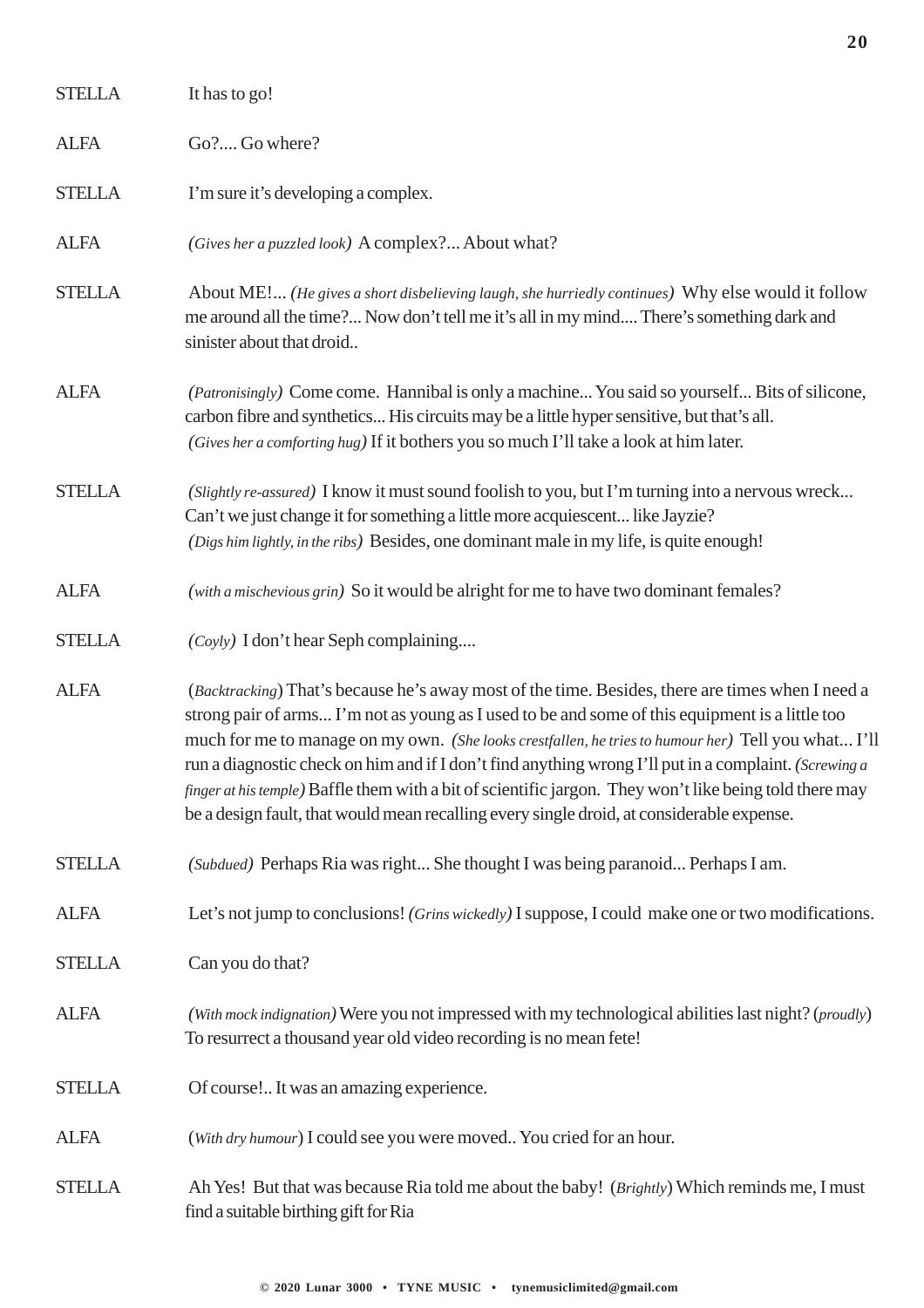STELLA It has to go!

ALFA Go?.... Go where?

STELLA I'm sure it's developing a complex.

ALFA *(Gives her a puzzled look)* A complex?... About what?

STELLA About ME!... *(He gives a short disbelieving laugh, she hurriedly continues)* Why else would it follow me around all the time?... Now don't tell me it's all in my mind.... There's something dark and sinister about that droid..

ALFA *(Patronisingly)* Come come. Hannibal is only a machine... You said so yourself... Bits of silicone, carbon fibre and synthetics... His circuits may be a little hyper sensitive, but that's all. *(Gives her a comforting hug)* If it bothers you so much I'll take a look at him later.

STELLA *(Slightly re-assured)* I know it must sound foolish to you, but I'm turning into a nervous wreck... Can't we just change it for something a little more acquiescent... like Jayzie? *(Digs him lightly, in the ribs)* Besides, one dominant male in my life, is quite enough!

ALFA *(with a mischevious grin)* So it would be alright for me to have two dominant females?

STELLA *(Coyly)* I don't hear Seph complaining....

ALFA (*Backtracking*) That's because he's away most of the time. Besides, there are times when I need a strong pair of arms... I'm not as young as I used to be and some of this equipment is a little too much for me to manage on my own. *(She looks crestfallen, he tries to humour her)* Tell you what... I'll run a diagnostic check on him and if I don't find anything wrong I'll put in a complaint. *(Screwing a finger at his temple)* Baffle them with a bit of scientific jargon. They won't like being told there may be a design fault, that would mean recalling every single droid, at considerable expense.

STELLA *(Subdued)* Perhaps Ria was right... She thought I was being paranoid... Perhaps I am.

ALFA Let's not jump to conclusions! *(Grins wickedly)* I suppose, I could make one or two modifications.

STELLA Can you do that?

ALFA *(With mock indignation)* Were you not impressed with my technological abilities last night? (*proudly*) To resurrect a thousand year old video recording is no mean fete!

STELLA Of course!.. It was an amazing experience.

ALFA (*With dry humour*) I could see you were moved.. You cried for an hour.

STELLA Ah Yes! But that was because Ria told me about the baby! (*Brightly*) Which reminds me, I must find a suitable birthing gift for Ria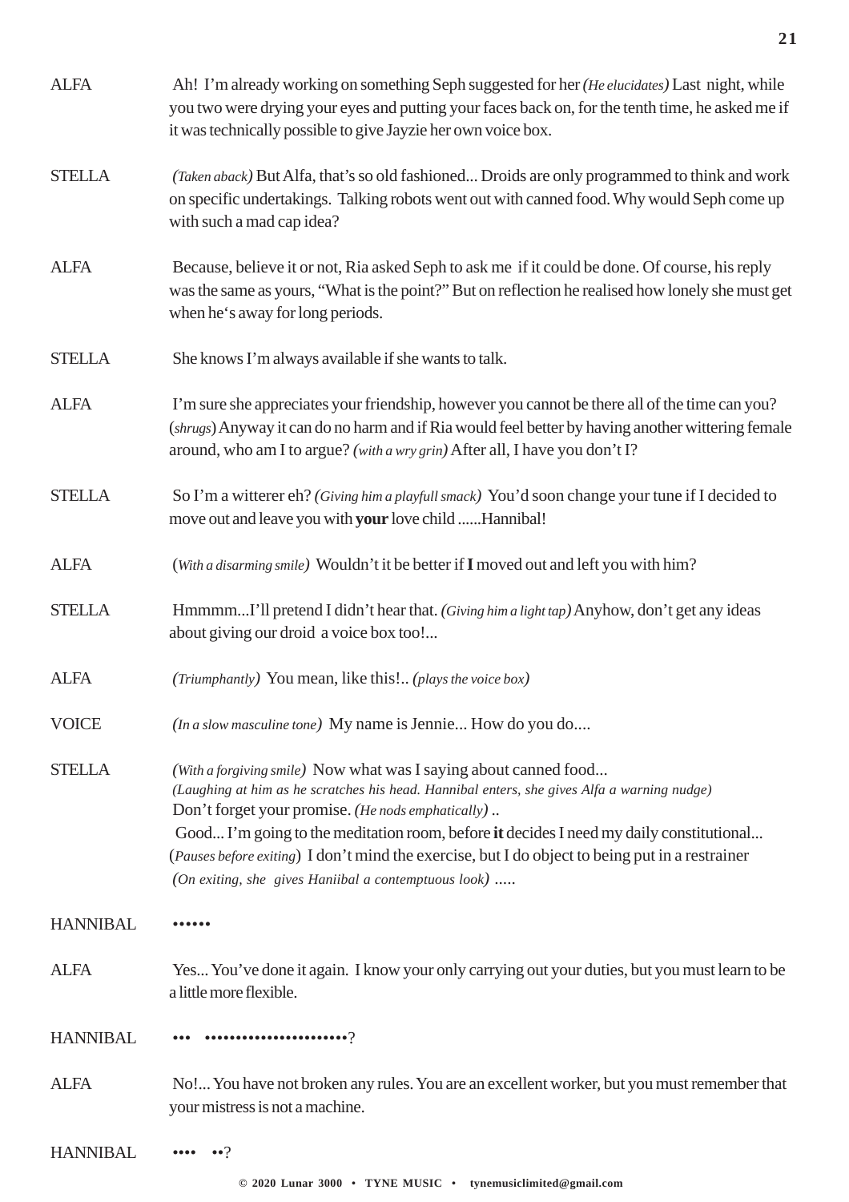ALFA Ah! I'm already working on something Seph suggested for her *(He elucidates)* Last night, while you two were drying your eyes and putting your faces back on, for the tenth time, he asked me if it was technically possible to give Jayzie her own voice box.

STELLA *(Taken aback)* But Alfa, that's so old fashioned... Droids are only programmed to think and work on specific undertakings. Talking robots went out with canned food. Why would Seph come up with such a mad cap idea?

ALFA Because, believe it or not, Ria asked Seph to ask me if it could be done. Of course, his reply was the same as yours, "What is the point?" But on reflection he realised how lonely she must get when he's away for long periods.

STELLA She knows I'm always available if she wants to talk.

ALFA I'm sure she appreciates your friendship, however you cannot be there all of the time can you? (*shrugs*) Anyway it can do no harm and if Ria would feel better by having another wittering female around, who am I to argue? *(with a wry grin)* After all, I have you don't I?

STELLA So I'm a witterer eh? *(Giving him a playfull smack)* You'd soon change your tune if I decided to move out and leave you with **your** love child ......Hannibal!

ALFA (*With a disarming smile)* Wouldn't it be better if **I** moved out and left you with him?

STELLA Hmmmm...I'll pretend I didn't hear that. *(Giving him a light tap)* Anyhow, don't get any ideas about giving our droid a voice box too!...

ALFA *(Triumphantly)* You mean, like this!.. *(plays the voice box)*

VOICE *(In a slow masculine tone)* My name is Jennie... How do you do....

STELLA *(With a forgiving smile)* Now what was I saying about canned food...
*(Laughing at him as he scratches his head. Hannibal enters, she gives Alfa a warning nudge)*
Don't forget your promise. *(He nods emphatically)* ..
Good... I'm going to the meditation room, before **it** decides I need my daily constitutional... (*Pauses before exiting*) I don't mind the exercise, but I do object to being put in a restrainer *(On exiting, she gives Haniibal a contemptuous look)* .....

HANNIBAL ••••••

ALFA Yes... You've done it again. I know your only carrying out your duties, but you must learn to be a little more flexible.

HANNIBAL ••• ••••••••••••••••••••••?

ALFA No!... You have not broken any rules. You are an excellent worker, but you must remember that your mistress is not a machine.

HANNIBAL •••• ••?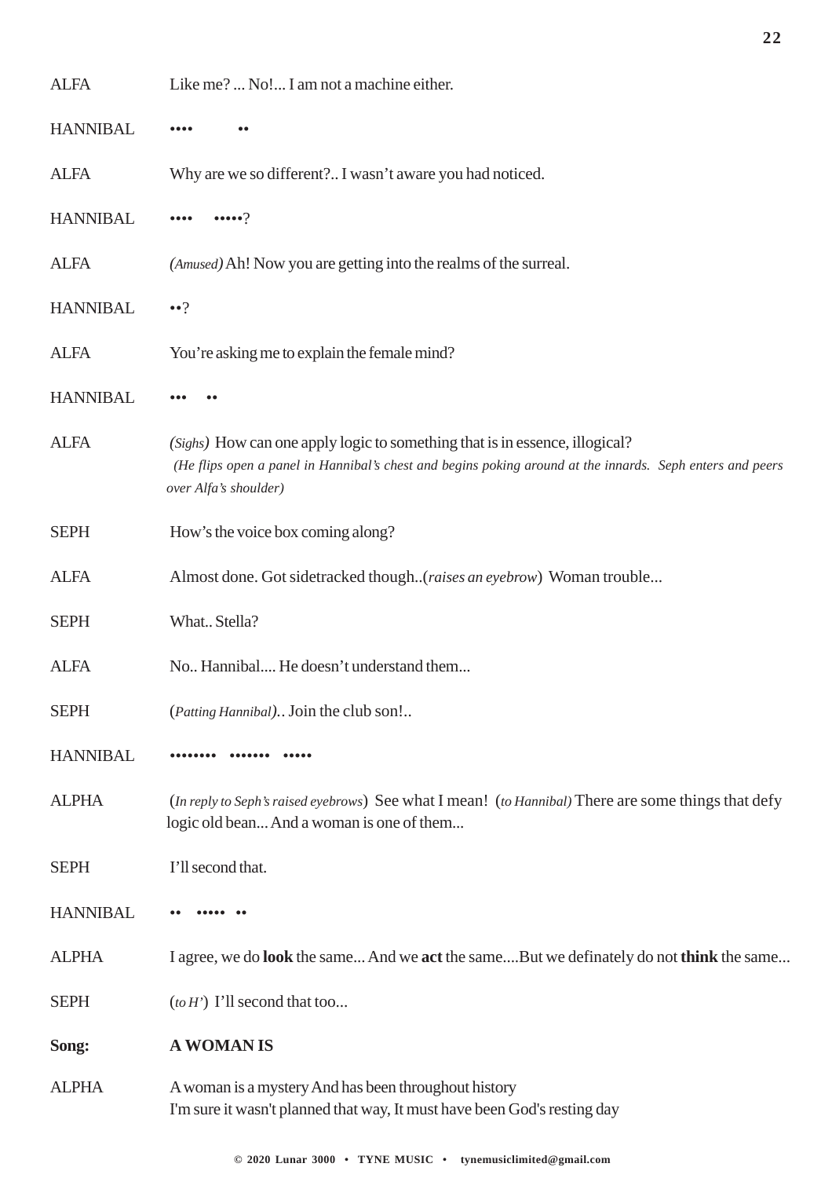ALFA Like me? ... No!... I am not a machine either.

HANNIBAL •••• ••

ALFA Why are we so different?.. I wasn't aware you had noticed.

HANNIBAL •••• •••••?

ALFA *(Amused)* Ah! Now you are getting into the realms of the surreal.

HANNIBAL ••?

ALFA You're asking me to explain the female mind?

HANNIBAL ••• ••

ALFA *(Sighs)* How can one apply logic to something that is in essence, illogical?
*(He flips open a panel in Hannibal's chest and begins poking around at the innards. Seph enters and peers over Alfa's shoulder)*

SEPH How's the voice box coming along?

ALFA Almost done. Got sidetracked though..(*raises an eyebrow*) Woman trouble...

SEPH What.. Stella?

ALFA No.. Hannibal.... He doesn't understand them...

SEPH (*Patting Hannibal)*.. Join the club son!..

HANNIBAL •••••••• ••••••• •••••

ALPHA (*In reply to Seph's raised eyebrows*) See what I mean! (*to Hannibal)* There are some things that defy logic old bean... And a woman is one of them...

SEPH I'll second that.

HANNIBAL •• ••••• ••

ALPHA I agree, we do **look** the same... And we **act** the same....But we definately do not **think** the same...

SEPH (*to H'*) I'll second that too...

**Song:** **A WOMAN IS**

ALPHA A woman is a mystery And has been throughout history
I'm sure it wasn't planned that way, It must have been God's resting day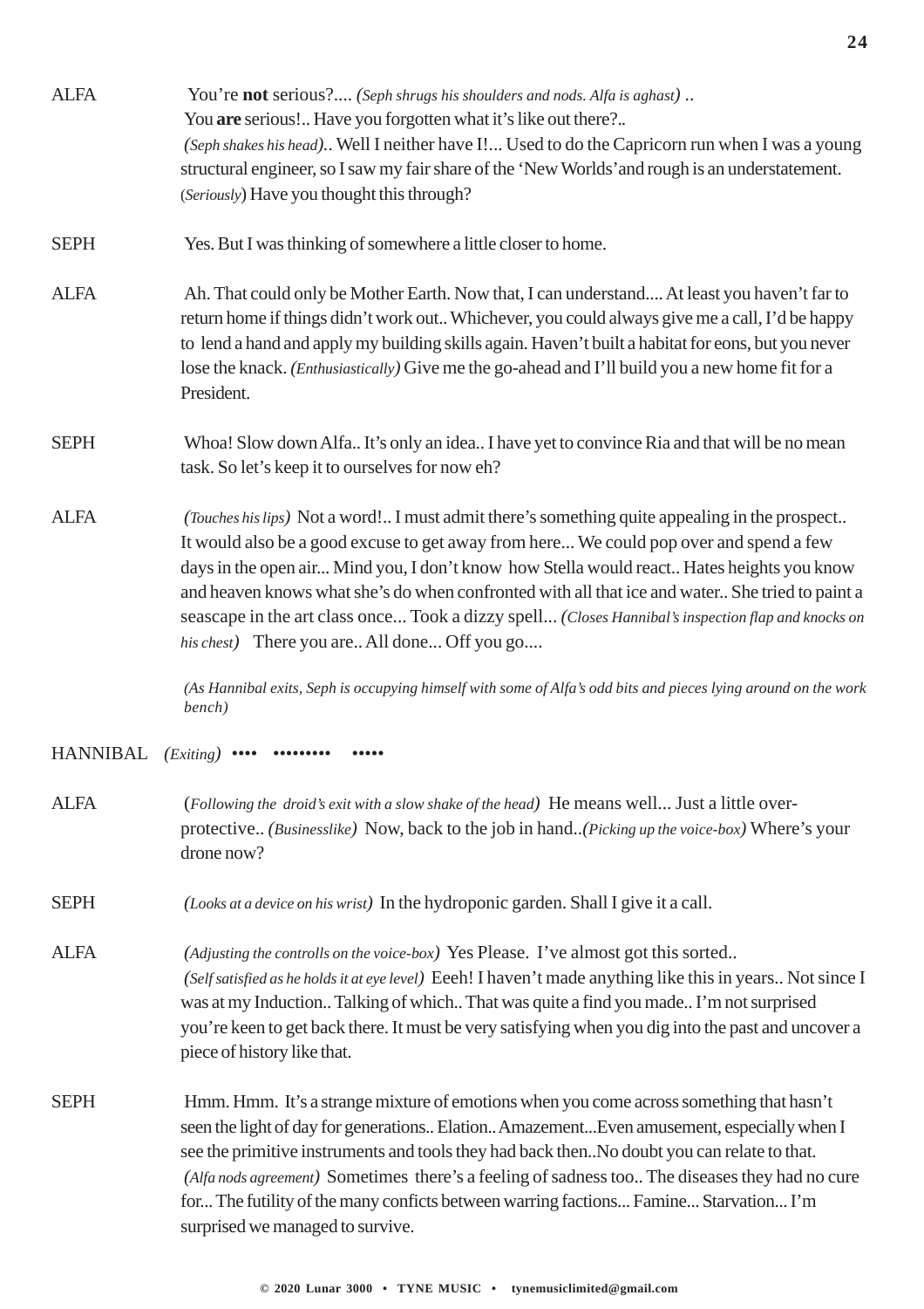ALFA You're **not** serious?.... *(Seph shrugs his shoulders and nods. Alfa is aghast)* .. You **are** serious!.. Have you forgotten what it's like out there?.. *(Seph shakes his head)*.. Well I neither have I!... Used to do the Capricorn run when I was a young structural engineer, so I saw my fair share of the 'New Worlds' and rough is an understatement. *(Seriously)* Have you thought this through?

SEPH Yes. But I was thinking of somewhere a little closer to home.

ALFA Ah. That could only be Mother Earth. Now that, I can understand.... At least you haven't far to return home if things didn't work out.. Whichever, you could always give me a call, I'd be happy to lend a hand and apply my building skills again. Haven't built a habitat for eons, but you never lose the knack. *(Enthusiastically)* Give me the go-ahead and I'll build you a new home fit for a President.

SEPH Whoa! Slow down Alfa.. It's only an idea.. I have yet to convince Ria and that will be no mean task. So let's keep it to ourselves for now eh?

ALFA *(Touches his lips)* Not a word!.. I must admit there's something quite appealing in the prospect.. It would also be a good excuse to get away from here... We could pop over and spend a few days in the open air... Mind you, I don't know how Stella would react.. Hates heights you know and heaven knows what she's do when confronted with all that ice and water.. She tried to paint a seascape in the art class once... Took a dizzy spell... *(Closes Hannibal's inspection flap and knocks on his chest)* There you are.. All done... Off you go....

*(As Hannibal exits, Seph is occupying himself with some of Alfa's odd bits and pieces lying around on the work bench)*

HANNIBAL *(Exiting)* •••• ••••••••• •••••

ALFA *(Following the droid's exit with a slow shake of the head)* He means well... Just a little over-protective.. *(Businesslike)* Now, back to the job in hand..*(Picking up the voice-box)* Where's your drone now?

SEPH *(Looks at a device on his wrist)* In the hydroponic garden. Shall I give it a call.

ALFA *(Adjusting the controlls on the voice-box)* Yes Please. I've almost got this sorted.. *(Self satisfied as he holds it at eye level)* Eeeh! I haven't made anything like this in years.. Not since I was at my Induction.. Talking of which.. That was quite a find you made.. I'm not surprised you're keen to get back there. It must be very satisfying when you dig into the past and uncover a piece of history like that.

SEPH Hmm. Hmm. It's a strange mixture of emotions when you come across something that hasn't seen the light of day for generations.. Elation.. Amazement...Even amusement, especially when I see the primitive instruments and tools they had back then..No doubt you can relate to that. *(Alfa nods agreement)* Sometimes there's a feeling of sadness too.. The diseases they had no cure for... The futility of the many conficts between warring factions... Famine... Starvation... I'm surprised we managed to survive.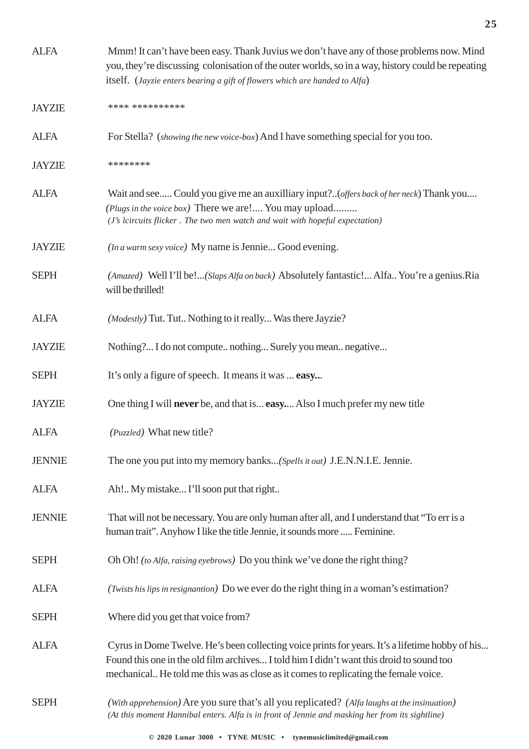ALFA Mmm! It can't have been easy. Thank Juvius we don't have any of those problems now. Mind you, they're discussing colonisation of the outer worlds, so in a way, history could be repeating itself. (*Jayzie enters bearing a gift of flowers which are handed to Alfa*)

JAYZIE **** **********

ALFA For Stella? (*showing the new voice-box*) And I have something special for you too.

JAYZIE ********

ALFA Wait and see..... Could you give me an auxilliary input?..(*offers back of her neck*) Thank you.... *(Plugs in the voice box)* There we are!.... You may upload.........
*(J's lcircuits flicker . The two men watch and wait with hopeful expectation)*

JAYZIE *(In a warm sexy voice)* My name is Jennie... Good evening.

SEPH *(Amazed)* Well I'll be!...*(Slaps Alfa on back)* Absolutely fantastic!... Alfa.. You're a genius.Ria will be thrilled!

ALFA *(Modestly)* Tut. Tut.. Nothing to it really... Was there Jayzie?

JAYZIE Nothing?... I do not compute.. nothing... Surely you mean.. negative...

SEPH It's only a figure of speech. It means it was ... **easy..**.

JAYZIE One thing I will **never** be, and that is... **easy.**... Also I much prefer my new title

ALFA *(Puzzled)* What new title?

JENNIE The one you put into my memory banks...*(Spells it out)* J.E.N.N.I.E. Jennie.

ALFA Ah!.. My mistake... I'll soon put that right..

JENNIE That will not be necessary. You are only human after all, and I understand that "To err is a human trait". Anyhow I like the title Jennie, it sounds more ..... Feminine.

SEPH Oh Oh! *(to Alfa, raising eyebrows)* Do you think we've done the right thing?

ALFA *(Twists his lips in resignantion)* Do we ever do the right thing in a woman's estimation?

SEPH Where did you get that voice from?

ALFA Cyrus in Dome Twelve. He's been collecting voice prints for years. It's a lifetime hobby of his... Found this one in the old film archives... I told him I didn't want this droid to sound too mechanical.. He told me this was as close as it comes to replicating the female voice.

SEPH *(With apprehension)* Are you sure that's all you replicated? *(Alfa laughs at the insinuation)*
*(At this moment Hannibal enters. Alfa is in front of Jennie and masking her from its sightline)*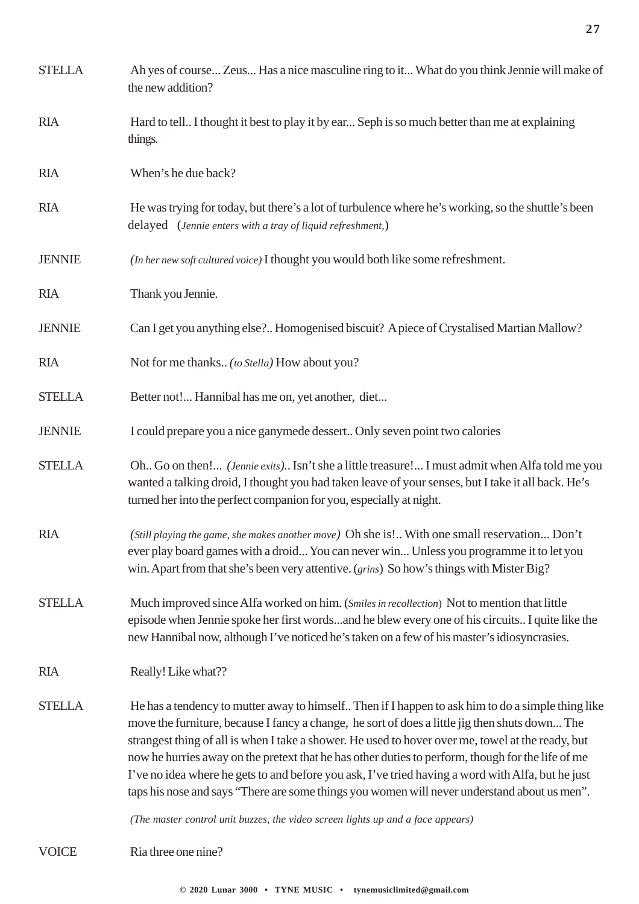STELLA Ah yes of course... Zeus... Has a nice masculine ring to it... What do you think Jennie will make of the new addition?

RIA Hard to tell.. I thought it best to play it by ear... Seph is so much better than me at explaining things.

RIA When's he due back?

RIA He was trying for today, but there's a lot of turbulence where he's working, so the shuttle's been delayed (*Jennie enters with a tray of liquid refreshment,*)

JENNIE *(In her new soft cultured voice)* I thought you would both like some refreshment.

RIA Thank you Jennie.

JENNIE Can I get you anything else?.. Homogenised biscuit? A piece of Crystalised Martian Mallow?

RIA Not for me thanks.. *(to Stella)* How about you?

STELLA Better not!... Hannibal has me on, yet another, diet...

JENNIE I could prepare you a nice ganymede dessert.. Only seven point two calories

STELLA Oh.. Go on then!... *(Jennie exits)*.. Isn't she a little treasure!... I must admit when Alfa told me you wanted a talking droid, I thought you had taken leave of your senses, but I take it all back. He's turned her into the perfect companion for you, especially at night.

RIA *(Still playing the game, she makes another move)* Oh she is!.. With one small reservation... Don't ever play board games with a droid... You can never win... Unless you programme it to let you win. Apart from that she's been very attentive. (*grins*) So how's things with Mister Big?

STELLA Much improved since Alfa worked on him. (*Smiles in recollection*) Not to mention that little episode when Jennie spoke her first words...and he blew every one of his circuits.. I quite like the new Hannibal now, although I've noticed he's taken on a few of his master's idiosyncrasies.

RIA Really! Like what??

STELLA He has a tendency to mutter away to himself.. Then if I happen to ask him to do a simple thing like move the furniture, because I fancy a change, he sort of does a little jig then shuts down... The strangest thing of all is when I take a shower. He used to hover over me, towel at the ready, but now he hurries away on the pretext that he has other duties to perform, though for the life of me I've no idea where he gets to and before you ask, I've tried having a word with Alfa, but he just taps his nose and says "There are some things you women will never understand about us men".

*(The master control unit buzzes, the video screen lights up and a face appears)*

VOICE Ria three one nine?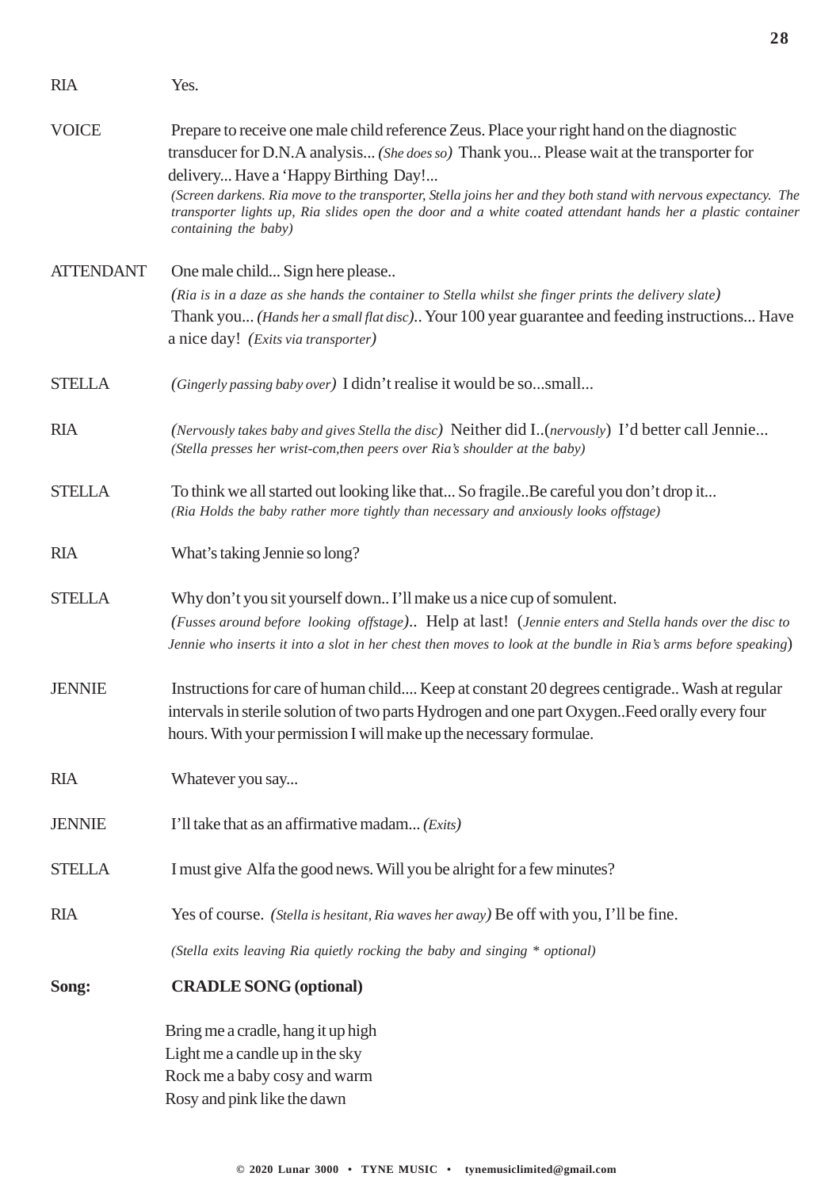RIA Yes.

VOICE Prepare to receive one male child reference Zeus. Place your right hand on the diagnostic transducer for D.N.A analysis... *(She does so)* Thank you... Please wait at the transporter for delivery... Have a 'Happy Birthing Day!...
*(Screen darkens. Ria move to the transporter, Stella joins her and they both stand with nervous expectancy. The transporter lights up, Ria slides open the door and a white coated attendant hands her a plastic container containing the baby)*

ATTENDANT One male child... Sign here please..
*(Ria is in a daze as she hands the container to Stella whilst she finger prints the delivery slate)*
Thank you... *(Hands her a small flat disc)*.. Your 100 year guarantee and feeding instructions... Have a nice day! *(Exits via transporter)*

STELLA *(Gingerly passing baby over)* I didn't realise it would be so...small...

RIA *(Nervously takes baby and gives Stella the disc)* Neither did I..*(nervously)* I'd better call Jennie...
*(Stella presses her wrist-com,then peers over Ria's shoulder at the baby)*

STELLA To think we all started out looking like that... So fragile..Be careful you don't drop it...
*(Ria Holds the baby rather more tightly than necessary and anxiously looks offstage)*

RIA What's taking Jennie so long?

STELLA Why don't you sit yourself down.. I'll make us a nice cup of somulent.
*(Fusses around before looking offstage)*.. Help at last! *(Jennie enters and Stella hands over the disc to Jennie who inserts it into a slot in her chest then moves to look at the bundle in Ria's arms before speaking)*

JENNIE Instructions for care of human child.... Keep at constant 20 degrees centigrade.. Wash at regular intervals in sterile solution of two parts Hydrogen and one part Oxygen..Feed orally every four hours. With your permission I will make up the necessary formulae.

RIA Whatever you say...

JENNIE I'll take that as an affirmative madam... *(Exits)*

STELLA I must give Alfa the good news. Will you be alright for a few minutes?

RIA Yes of course. *(Stella is hesitant, Ria waves her away)* Be off with you, I'll be fine.

*(Stella exits leaving Ria quietly rocking the baby and singing * optional)*

**Song: CRADLE SONG (optional)**

Bring me a cradle, hang it up high
Light me a candle up in the sky
Rock me a baby cosy and warm
Rosy and pink like the dawn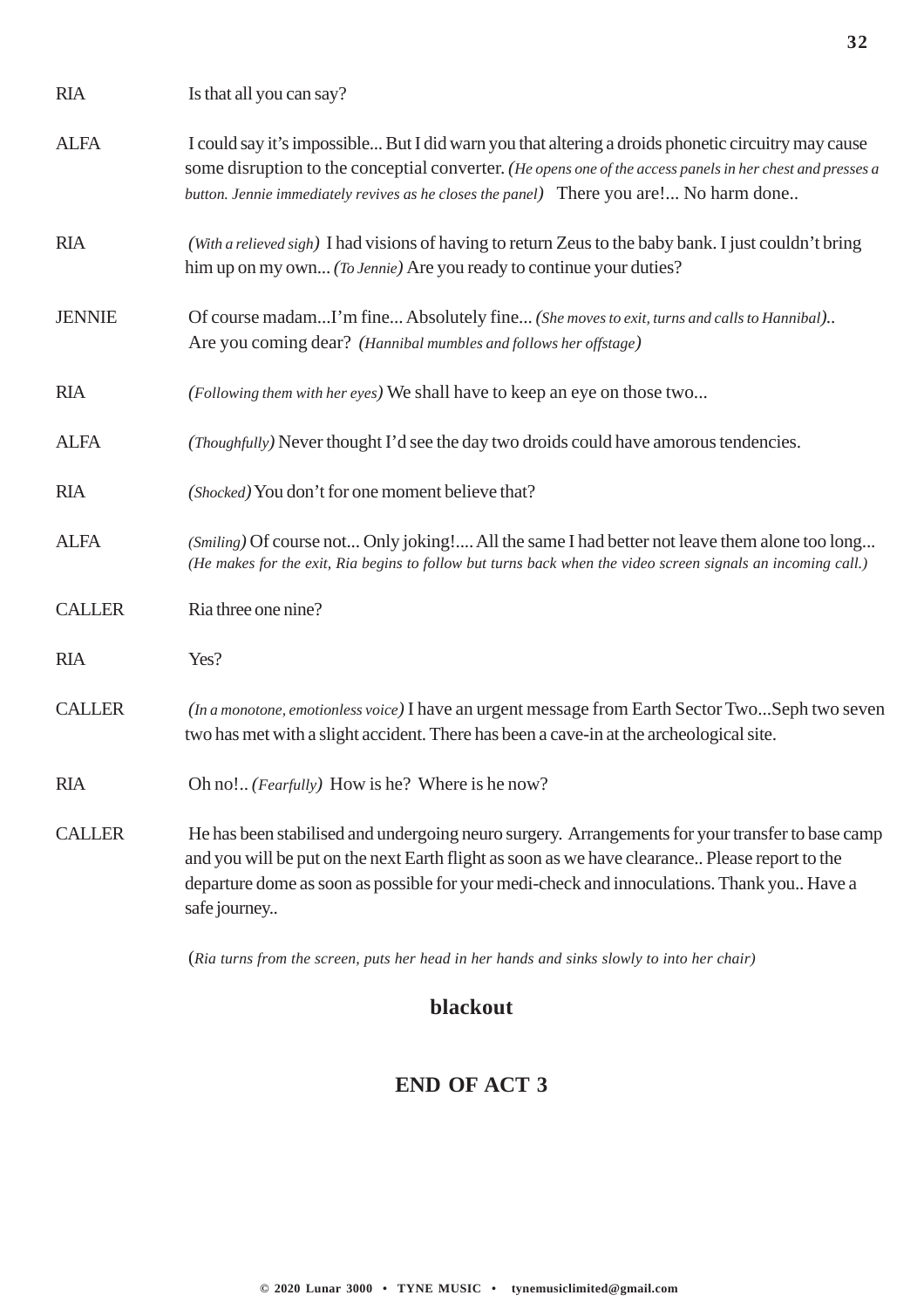RIA Is that all you can say?

ALFA I could say it's impossible... But I did warn you that altering a droids phonetic circuitry may cause some disruption to the conceptial converter. *(He opens one of the access panels in her chest and presses a button. Jennie immediately revives as he closes the panel)* There you are!... No harm done..

RIA *(With a relieved sigh)* I had visions of having to return Zeus to the baby bank. I just couldn't bring him up on my own... *(To Jennie)* Are you ready to continue your duties?

JENNIE Of course madam...I'm fine... Absolutely fine... *(She moves to exit, turns and calls to Hannibal)*.. Are you coming dear? *(Hannibal mumbles and follows her offstage)*

RIA *(Following them with her eyes)* We shall have to keep an eye on those two...

ALFA *(Thoughfully)* Never thought I'd see the day two droids could have amorous tendencies.

RIA *(Shocked)* You don't for one moment believe that?

ALFA *(Smiling)* Of course not... Only joking!.... All the same I had better not leave them alone too long... *(He makes for the exit, Ria begins to follow but turns back when the video screen signals an incoming call.)*

CALLER Ria three one nine?

RIA Yes?

CALLER *(In a monotone, emotionless voice)* I have an urgent message from Earth Sector Two...Seph two seven two has met with a slight accident. There has been a cave-in at the archeological site.

RIA Oh no!.. *(Fearfully)* How is he? Where is he now?

CALLER He has been stabilised and undergoing neuro surgery. Arrangements for your transfer to base camp and you will be put on the next Earth flight as soon as we have clearance.. Please report to the departure dome as soon as possible for your medi-check and innoculations. Thank you.. Have a safe journey..

(*Ria turns from the screen, puts her head in her hands and sinks slowly to into her chair)*

**blackout**

## END OF ACT 3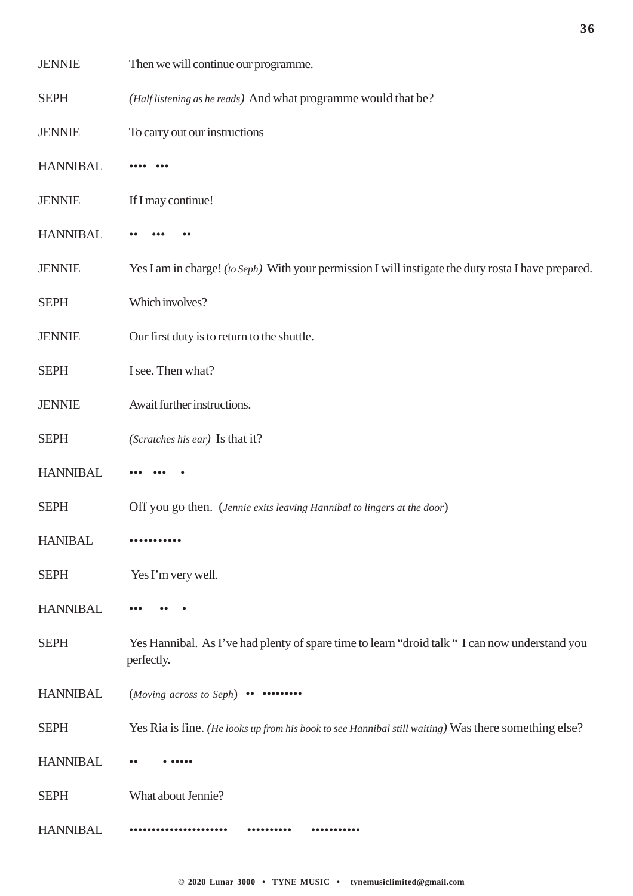JENNIE		Then we will continue our programme.

SEPH		*(Half listening as he reads)* And what programme would that be?

JENNIE		To carry out our instructions

HANNIBAL	•••• •••

JENNIE		If I may continue!

HANNIBAL	•• ••• ••

JENNIE		Yes I am in charge! *(to Seph)* With your permission I will instigate the duty rosta I have prepared.

SEPH		Which involves?

JENNIE		Our first duty is to return to the shuttle.

SEPH		I see. Then what?

JENNIE		Await further instructions.

SEPH		*(Scratches his ear)* Is that it?

HANNIBAL	••• ••• •

SEPH		Off you go then. (*Jennie exits leaving Hannibal to lingers at the door*)

HANIBAL		•••••••••••

SEPH		Yes I'm very well.

HANNIBAL	••• •• •

SEPH		Yes Hannibal. As I've had plenty of spare time to learn "droid talk " I can now understand you perfectly.

HANNIBAL	(*Moving across to Seph*) •• •••••••••

SEPH		Yes Ria is fine. *(He looks up from his book to see Hannibal still waiting)* Was there something else?

HANNIBAL	•• • •••••

SEPH		What about Jennie?

HANNIBAL	••••••••••••••••••••• •••••••••• •••••••••••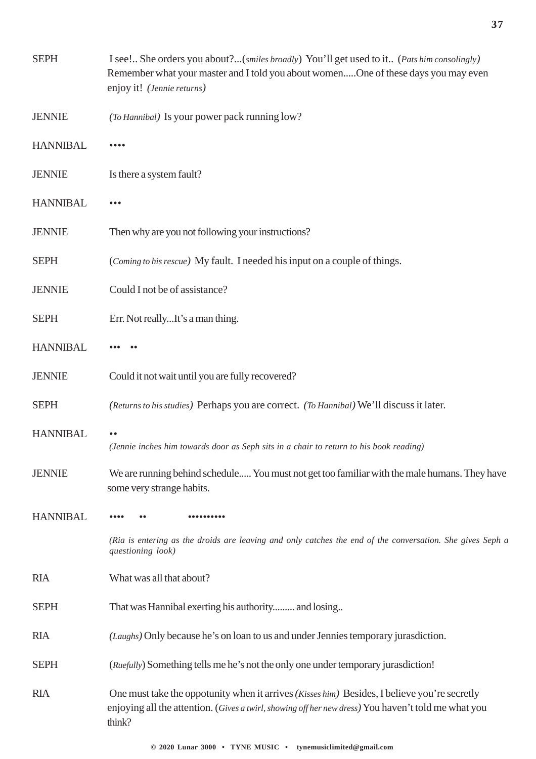SEPH I see!.. She orders you about?...(*smiles broadly*) You'll get used to it.. (*Pats him consolingly)* Remember what your master and I told you about women.....One of these days you may even enjoy it! *(Jennie returns)*

JENNIE *(To Hannibal)* Is your power pack running low?

HANNIBAL ••••

JENNIE Is there a system fault?

HANNIBAL •••

JENNIE Then why are you not following your instructions?

SEPH (*Coming to his rescue)* My fault. I needed his input on a couple of things.

JENNIE Could I not be of assistance?

SEPH Err. Not really...It's a man thing.

HANNIBAL ••• ••

JENNIE Could it not wait until you are fully recovered?

SEPH *(Returns to his studies)* Perhaps you are correct. *(To Hannibal)* We'll discuss it later.

HANNIBAL ••

*(Jennie inches him towards door as Seph sits in a chair to return to his book reading)*

JENNIE We are running behind schedule..... You must not get too familiar with the male humans. They have some very strange habits.

HANNIBAL •••• •• •••••••••

*(Ria is entering as the droids are leaving and only catches the end of the conversation. She gives Seph a questioning look)*

RIA What was all that about?

SEPH That was Hannibal exerting his authority......... and losing..

RIA *(Laughs)* Only because he's on loan to us and under Jennies temporary jurasdiction.

SEPH (*Ruefully*) Something tells me he's not the only one under temporary jurasdiction!

RIA One must take the oppotunity when it arrives *(Kisses him)* Besides, I believe you're secretly enjoying all the attention. (*Gives a twirl, showing off her new dress)* You haven't told me what you think?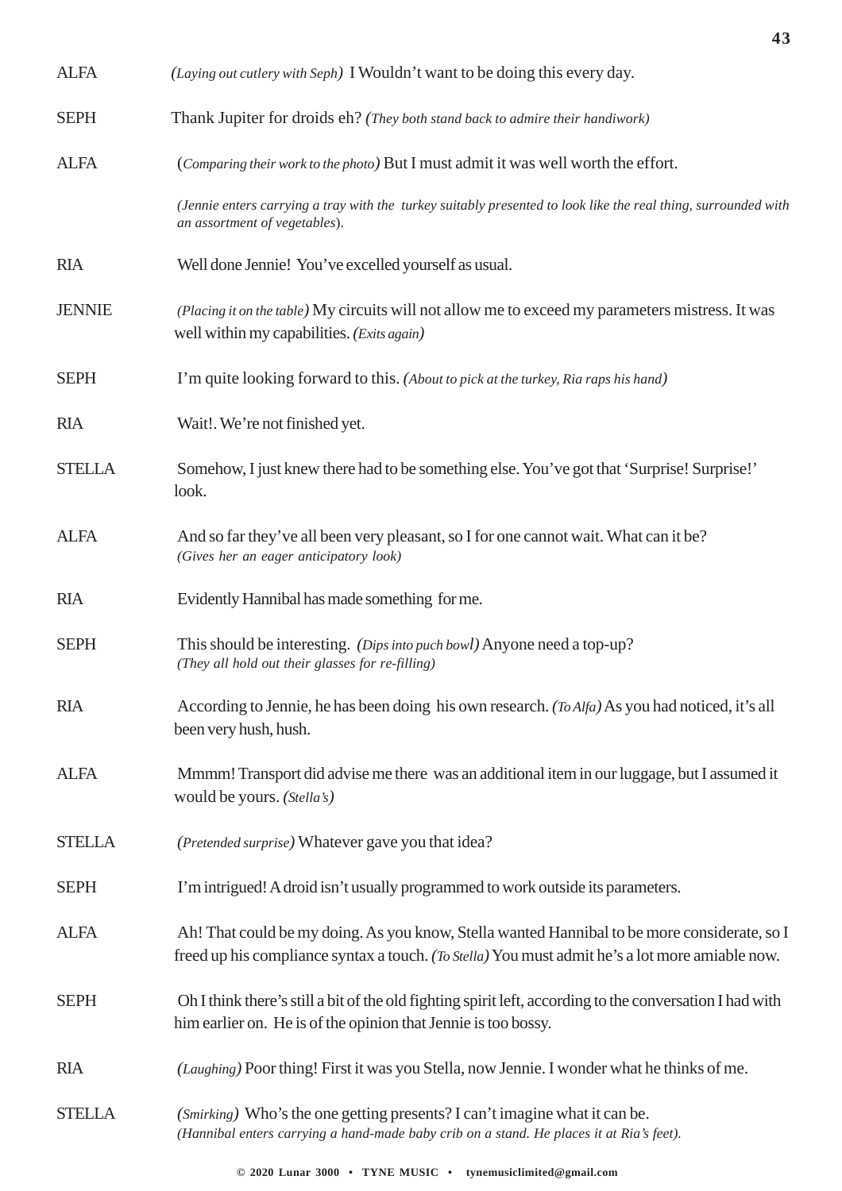**ALFA** *(Laying out cutlery with Seph)* I Wouldn't want to be doing this every day.

**SEPH** Thank Jupiter for droids eh? *(They both stand back to admire their handiwork)*

**ALFA** *(Comparing their work to the photo)* But I must admit it was well worth the effort.

*(Jennie enters carrying a tray with the turkey suitably presented to look like the real thing, surrounded with an assortment of vegetables).*

**RIA** Well done Jennie! You've excelled yourself as usual.

**JENNIE** *(Placing it on the table)* My circuits will not allow me to exceed my parameters mistress. It was well within my capabilities. *(Exits again)*

**SEPH** I'm quite looking forward to this. *(About to pick at the turkey, Ria raps his hand)*

**RIA** Wait!. We're not finished yet.

**STELLA** Somehow, I just knew there had to be something else. You've got that 'Surprise! Surprise!' look.

**ALFA** And so far they've all been very pleasant, so I for one cannot wait. What can it be? *(Gives her an eager anticipatory look)*

**RIA** Evidently Hannibal has made something for me.

**SEPH** This should be interesting. *(Dips into puch bowl)* Anyone need a top-up? *(They all hold out their glasses for re-filling)*

**RIA** According to Jennie, he has been doing his own research. *(To Alfa)* As you had noticed, it's all been very hush, hush.

**ALFA** Mmmm! Transport did advise me there was an additional item in our luggage, but I assumed it would be yours. *(Stella's)*

**STELLA** *(Pretended surprise)* Whatever gave you that idea?

**SEPH** I'm intrigued! A droid isn't usually programmed to work outside its parameters.

**ALFA** Ah! That could be my doing. As you know, Stella wanted Hannibal to be more considerate, so I freed up his compliance syntax a touch. *(To Stella)* You must admit he's a lot more amiable now.

**SEPH** Oh I think there's still a bit of the old fighting spirit left, according to the conversation I had with him earlier on. He is of the opinion that Jennie is too bossy.

**RIA** *(Laughing)* Poor thing! First it was you Stella, now Jennie. I wonder what he thinks of me.

**STELLA** *(Smirking)* Who's the one getting presents? I can't imagine what it can be. *(Hannibal enters carrying a hand-made baby crib on a stand. He places it at Ria's feet).*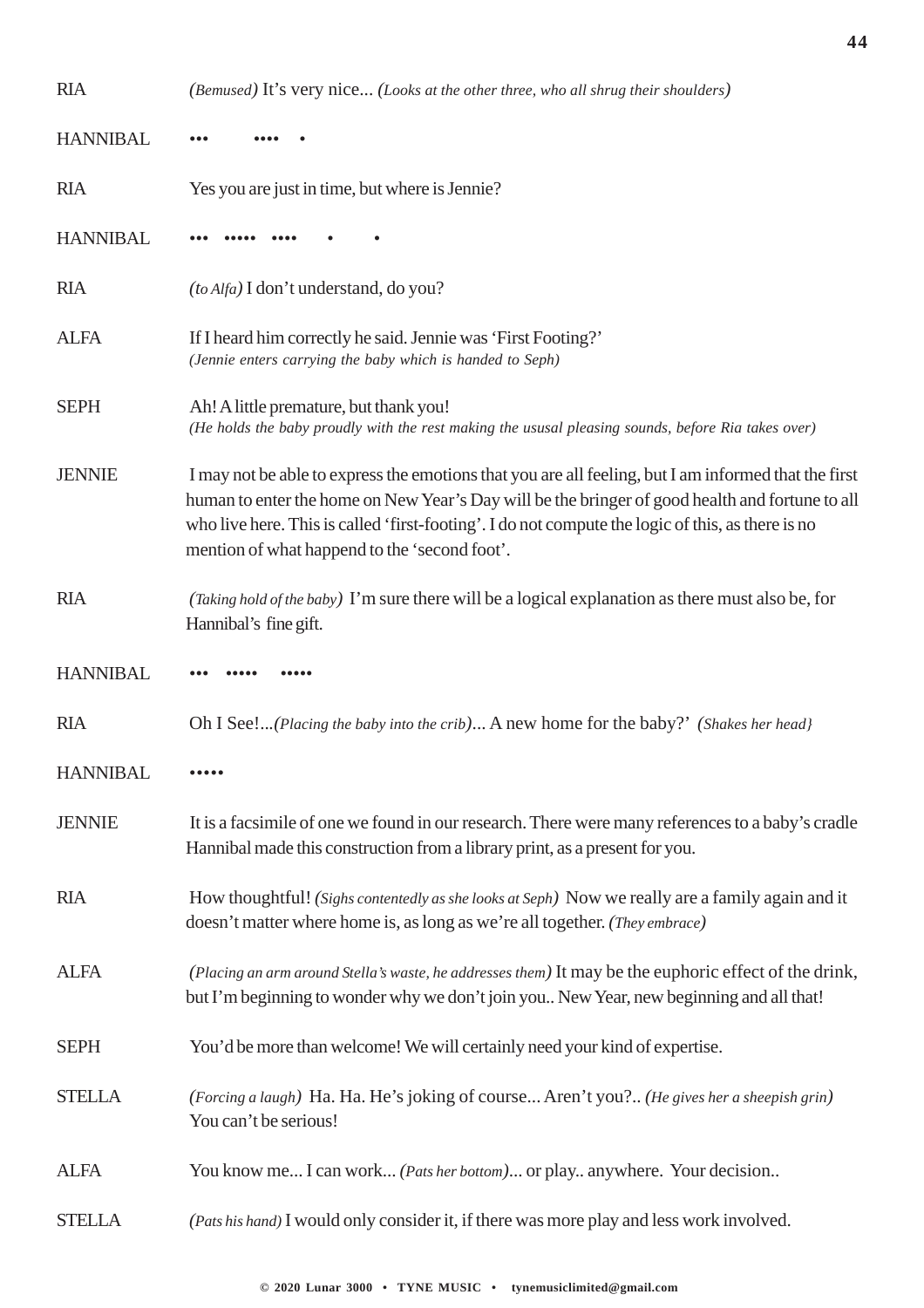| | |
|---|---|
| RIA | *(Bemused)* It's very nice... *(Looks at the other three, who all shrug their shoulders)* |
| HANNIBAL | ••• •••• • |
| RIA | Yes you are just in time, but where is Jennie? |
| HANNIBAL | ••• ••••• •••• • • |
| RIA | *(to Alfa)* I don't understand, do you? |
| ALFA | If I heard him correctly he said. Jennie was 'First Footing?' *(Jennie enters carrying the baby which is handed to Seph)* |
| SEPH | Ah! A little premature, but thank you! *(He holds the baby proudly with the rest making the ususal pleasing sounds, before Ria takes over)* |
| JENNIE | I may not be able to express the emotions that you are all feeling, but I am informed that the first human to enter the home on New Year's Day will be the bringer of good health and fortune to all who live here. This is called 'first-footing'. I do not compute the logic of this, as there is no mention of what happend to the 'second foot'. |
| RIA | *(Taking hold of the baby)* I'm sure there will be a logical explanation as there must also be, for Hannibal's fine gift. |
| HANNIBAL | ••• ••••• ••••• |
| RIA | Oh I See!...*(Placing the baby into the crib)*... A new home for the baby?' *(Shakes her head}* |
| HANNIBAL | ••••• |
| JENNIE | It is a facsimile of one we found in our research. There were many references to a baby's cradle Hannibal made this construction from a library print, as a present for you. |
| RIA | How thoughtful! *(Sighs contentedly as she looks at Seph)* Now we really are a family again and it doesn't matter where home is, as long as we're all together. *(They embrace)* |
| ALFA | *(Placing an arm around Stella's waste, he addresses them)* It may be the euphoric effect of the drink, but I'm beginning to wonder why we don't join you.. New Year, new beginning and all that! |
| SEPH | You'd be more than welcome! We will certainly need your kind of expertise. |
| STELLA | *(Forcing a laugh)* Ha. Ha. He's joking of course... Aren't you?.. *(He gives her a sheepish grin)* You can't be serious! |
| ALFA | You know me... I can work... *(Pats her bottom)*... or play.. anywhere. Your decision.. |
| STELLA | *(Pats his hand)* I would only consider it, if there was more play and less work involved. |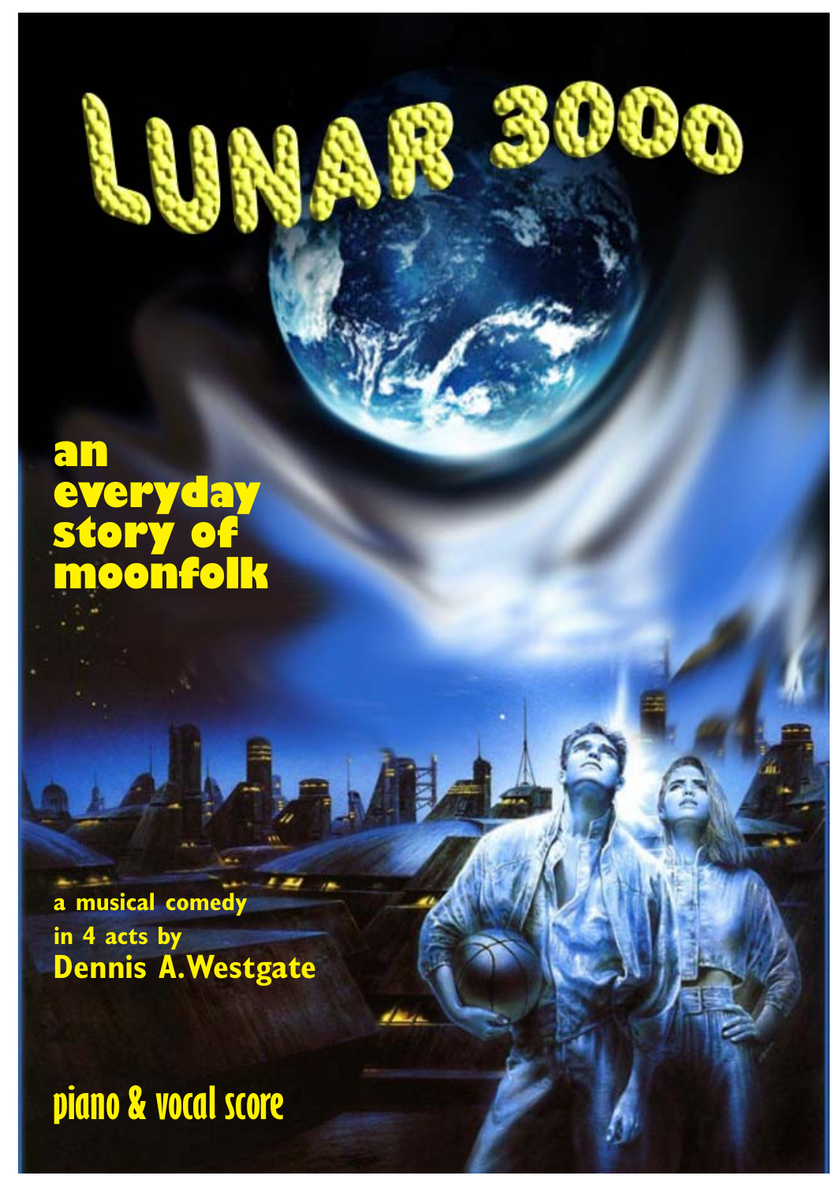# LUNAR 3000

**an everyday story of moonfolk**

**a musical comedy in 4 acts by**
**Dennis A.Westgate**

**piano & vocal score**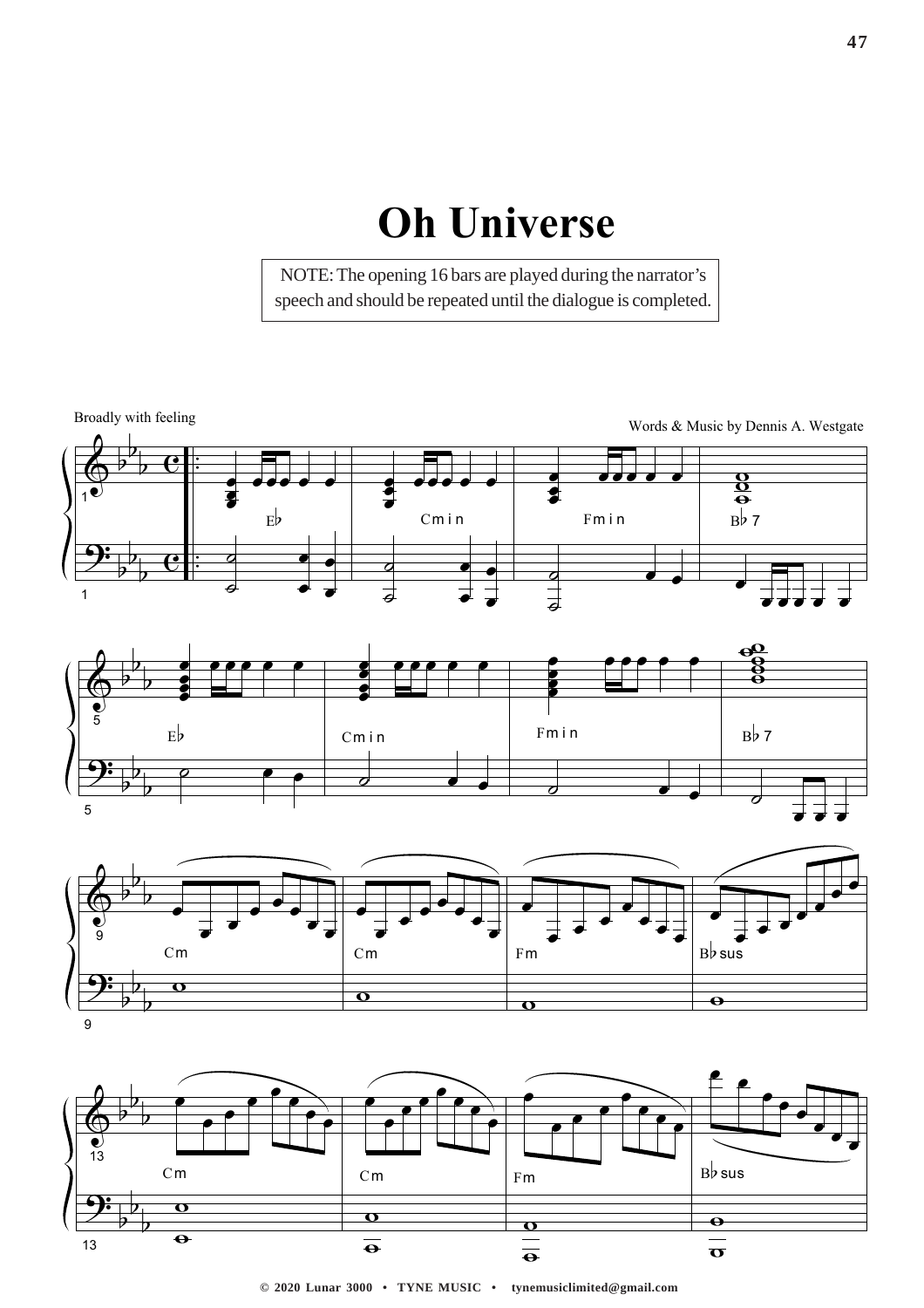# Oh Universe

NOTE: The opening 16 bars are played during the narrator's speech and should be repeated until the dialogue is completed.

Broadly with feeling

Words & Music by Dennis A. Westgate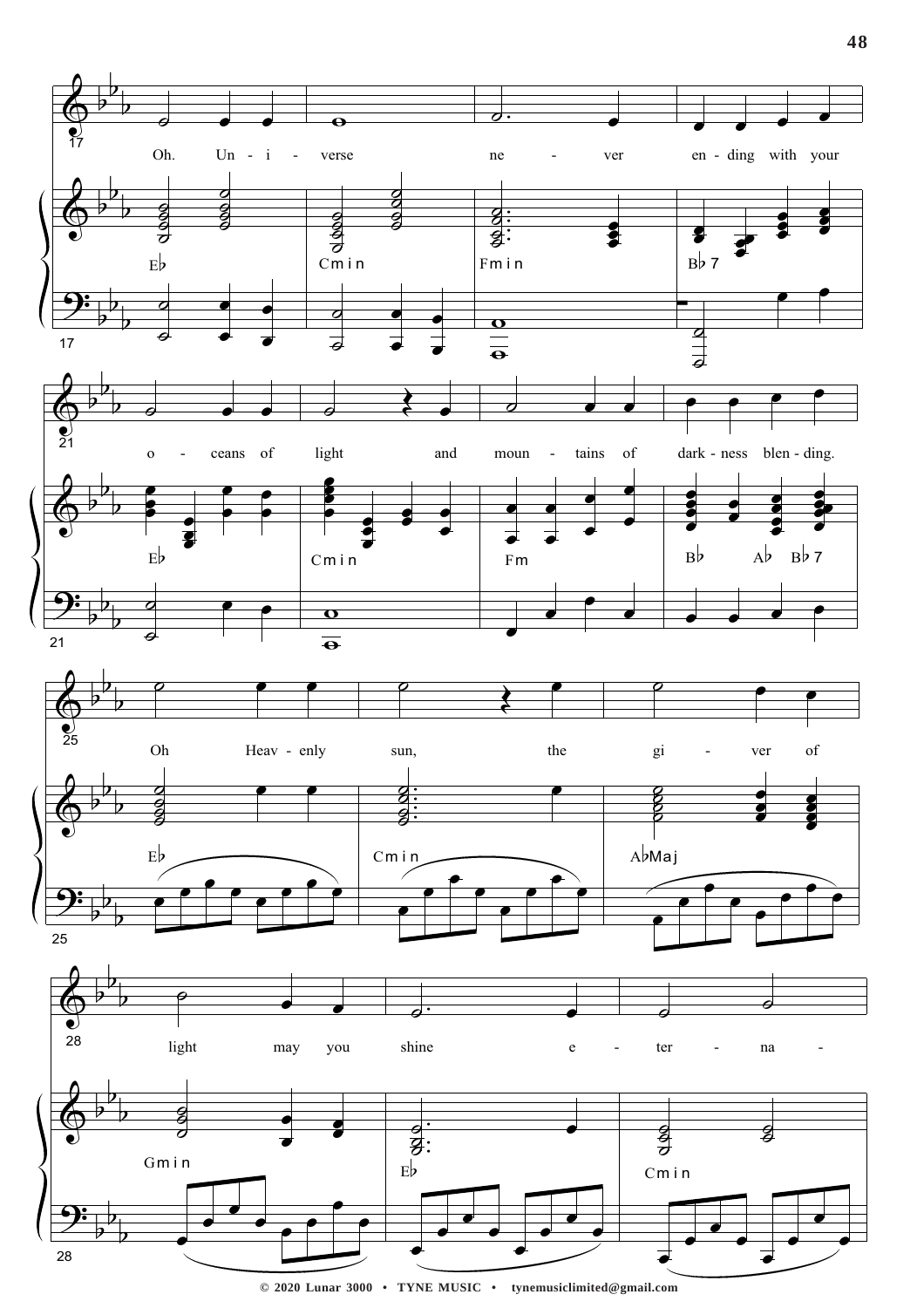Oh. Un - i - verse ne - ver en - ding with your

o - ceans of light and moun - tains of dark - ness blen - ding.

Oh Heav - enly sun, the gi - ver of

light may you shine e - ter - na -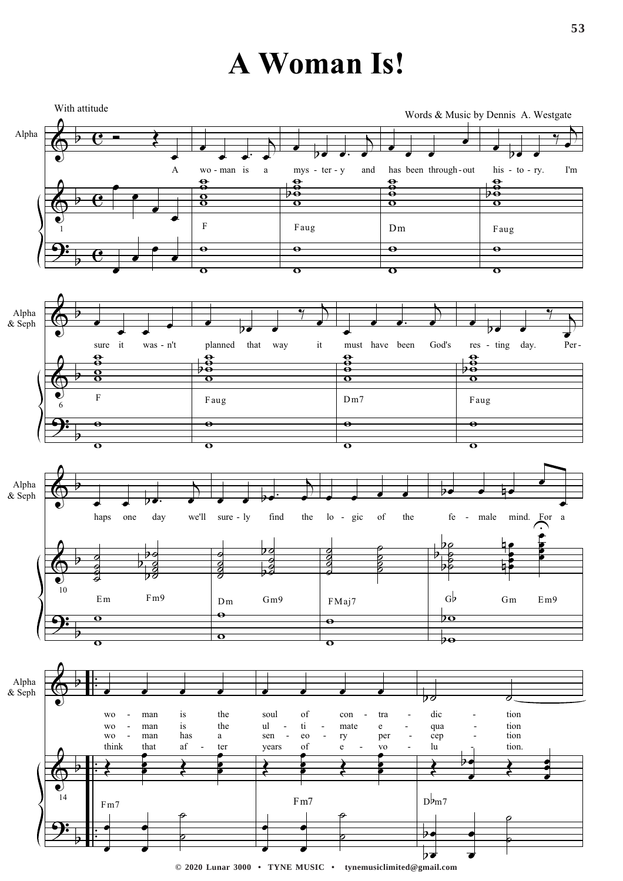# A Woman Is!

With attitude

Words & Music by Dennis A. Westgate

A woman is a mystery and has been throughout history. I'm sure it wasn't planned that way it must have been God's resting day. Perhaps one day we'll surely find the logic of the female mind. For a

woman is the soul of contradiction
woman is the ultimate equation
woman has a senory perception
think that after years of evolution.

© 2020 Lunar 3000 • TYNE MUSIC • tynemusiclimited@gmail.com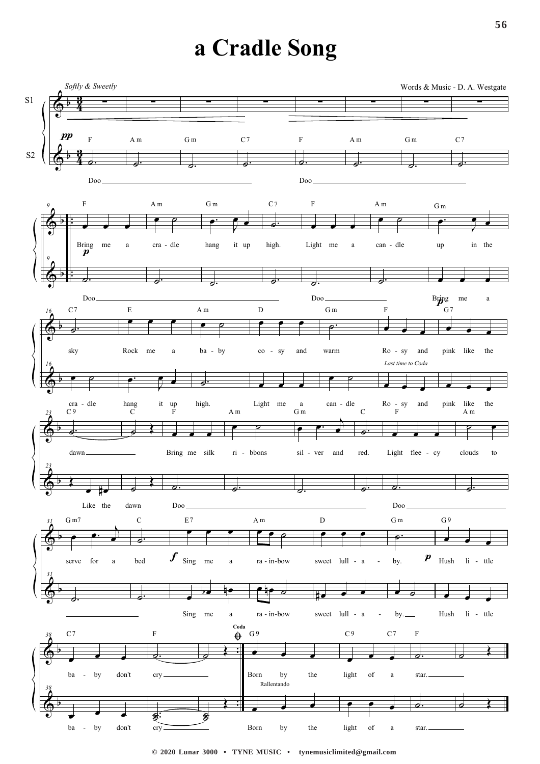# a Cradle Song

Words & Music - D. A. Westgate

© 2020 Lunar 3000 • TYNE MUSIC • tynemusiclimited@gmail.com